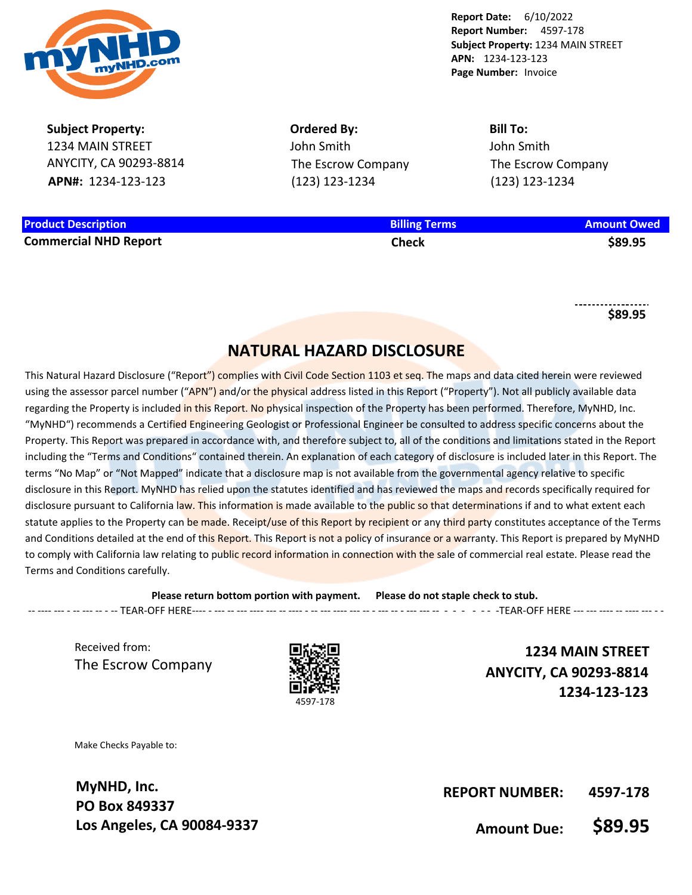**Report Date:** 6/10/2022
**Report Number:** 4597-178
**Subject Property:** 1234 MAIN STREET
**APN:** 1234-123-123
**Page Number:** Invoice

**Subject Property:**
1234 MAIN STREET
ANYCITY, CA 90293-8814
**APN#:** 1234-123-123

**Ordered By:**
John Smith
The Escrow Company
(123) 123-1234

**Bill To:**
John Smith
The Escrow Company
(123) 123-1234

| Product Description | Billing Terms | Amount Owed |
| --- | --- | --- |
| **Commercial NHD Report** | **Check** | **$89.95** |
| | | **$89.95** |

## NATURAL HAZARD DISCLOSURE

This Natural Hazard Disclosure ("Report") complies with Civil Code Section 1103 et seq. The maps and data cited herein were reviewed using the assessor parcel number ("APN") and/or the physical address listed in this Report ("Property"). Not all publicly available data regarding the Property is included in this Report. No physical inspection of the Property has been performed. Therefore, MyNHD, Inc. "MyNHD") recommends a Certified Engineering Geologist or Professional Engineer be consulted to address specific concerns about the Property. This Report was prepared in accordance with, and therefore subject to, all of the conditions and limitations stated in the Report including the "Terms and Conditions" contained therein. An explanation of each category of disclosure is included later in this Report. The terms "No Map" or "Not Mapped" indicate that a disclosure map is not available from the governmental agency relative to specific disclosure in this Report. MyNHD has relied upon the statutes identified and has reviewed the maps and records specifically required for disclosure pursuant to California law. This information is made available to the public so that determinations if and to what extent each statute applies to the Property can be made. Receipt/use of this Report by recipient or any third party constitutes acceptance of the Terms and Conditions detailed at the end of this Report. This Report is not a policy of insurance or a warranty. This Report is prepared by MyNHD to comply with California law relating to public record information in connection with the sale of commercial real estate. Please read the Terms and Conditions carefully.

**Please return bottom portion with payment.** **Please do not staple check to stub.**

-- ---- --- - -- --- -- - -- TEAR-OFF HERE---- - --- -- --- ---- --- -- ---- - -- --- ---- --- -- - --- -- - --- --- -- - - - - - - -TEAR-OFF HERE --- --- ---- -- ---- --- - -

Received from:
The Escrow Company

4597-178

**1234 MAIN STREET**
**ANYCITY, CA 90293-8814**
**1234-123-123**

Make Checks Payable to:

**MyNHD, Inc.**
**PO Box 849337**
**Los Angeles, CA 90084-9337**

**REPORT NUMBER:** **4597-178**

**Amount Due:** **$89.95**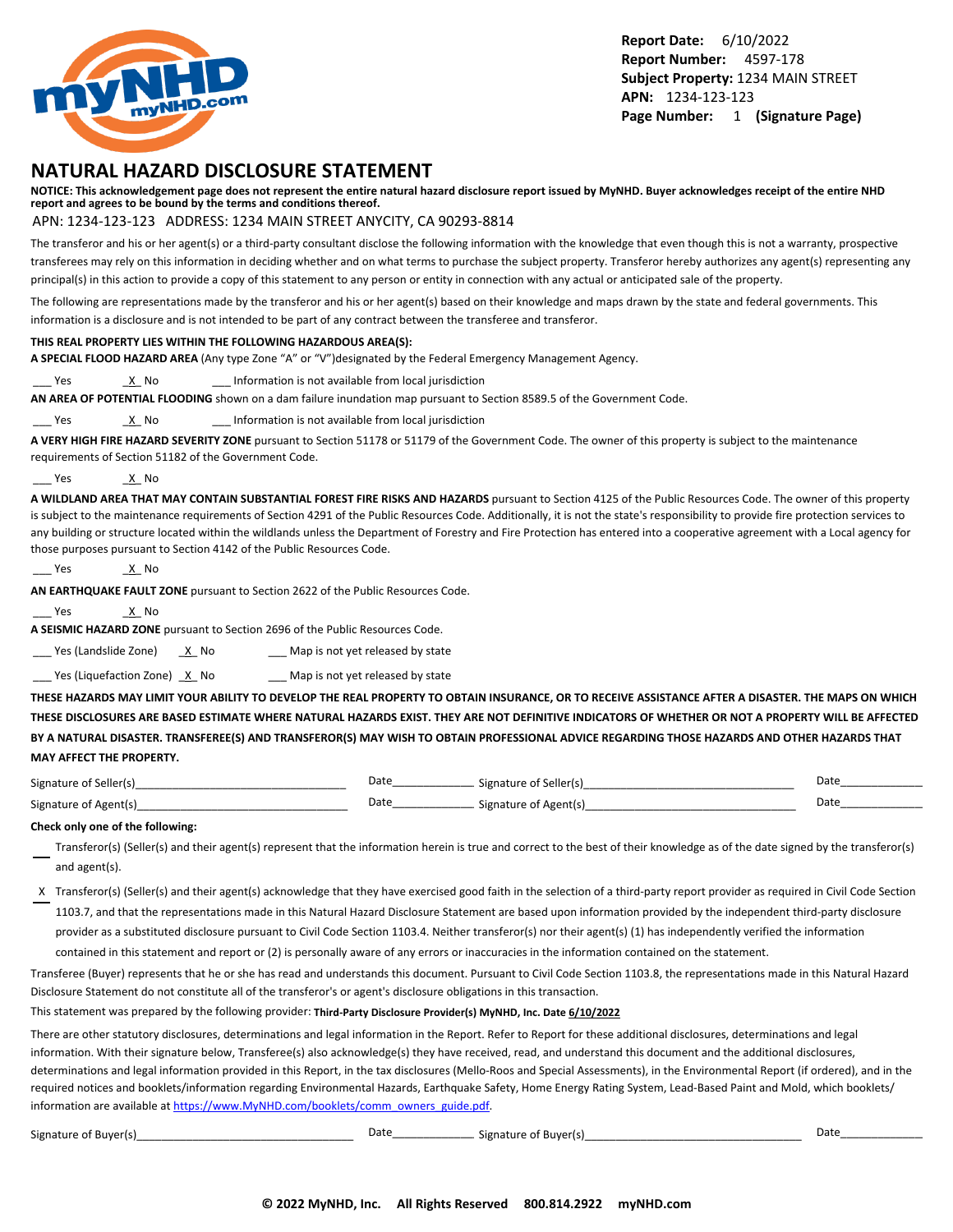**Report Date:** 6/10/2022
**Report Number:** 4597-178
**Subject Property:** 1234 MAIN STREET
**APN:** 1234-123-123
**Page Number:** 1 **(Signature Page)**

# NATURAL HAZARD DISCLOSURE STATEMENT

**NOTICE: This acknowledgement page does not represent the entire natural hazard disclosure report issued by MyNHD. Buyer acknowledges receipt of the entire NHD report and agrees to be bound by the terms and conditions thereof.**

APN: 1234-123-123 ADDRESS: 1234 MAIN STREET ANYCITY, CA 90293-8814

The transferor and his or her agent(s) or a third-party consultant disclose the following information with the knowledge that even though this is not a warranty, prospective transferees may rely on this information in deciding whether and on what terms to purchase the subject property. Transferor hereby authorizes any agent(s) representing any principal(s) in this action to provide a copy of this statement to any person or entity in connection with any actual or anticipated sale of the property.

The following are representations made by the transferor and his or her agent(s) based on their knowledge and maps drawn by the state and federal governments. This information is a disclosure and is not intended to be part of any contract between the transferee and transferor.

**THIS REAL PROPERTY LIES WITHIN THE FOLLOWING HAZARDOUS AREA(S):**

**A SPECIAL FLOOD HAZARD AREA** (Any type Zone "A" or "V")designated by the Federal Emergency Management Agency.

___ Yes _X_ No ___ Information is not available from local jurisdiction

**AN AREA OF POTENTIAL FLOODING** shown on a dam failure inundation map pursuant to Section 8589.5 of the Government Code.

___ Yes _X_ No ___ Information is not available from local jurisdiction

**A VERY HIGH FIRE HAZARD SEVERITY ZONE** pursuant to Section 51178 or 51179 of the Government Code. The owner of this property is subject to the maintenance requirements of Section 51182 of the Government Code.

___ Yes _X_ No

**A WILDLAND AREA THAT MAY CONTAIN SUBSTANTIAL FOREST FIRE RISKS AND HAZARDS** pursuant to Section 4125 of the Public Resources Code. The owner of this property is subject to the maintenance requirements of Section 4291 of the Public Resources Code. Additionally, it is not the state's responsibility to provide fire protection services to any building or structure located within the wildlands unless the Department of Forestry and Fire Protection has entered into a cooperative agreement with a Local agency for those purposes pursuant to Section 4142 of the Public Resources Code.

___ Yes _X_ No

**AN EARTHQUAKE FAULT ZONE** pursuant to Section 2622 of the Public Resources Code.

___ Yes _X_ No

**A SEISMIC HAZARD ZONE** pursuant to Section 2696 of the Public Resources Code.

___ Yes (Landslide Zone) _X_ No ___ Map is not yet released by state

___ Yes (Liquefaction Zone) _X_ No ___ Map is not yet released by state

**THESE HAZARDS MAY LIMIT YOUR ABILITY TO DEVELOP THE REAL PROPERTY TO OBTAIN INSURANCE, OR TO RECEIVE ASSISTANCE AFTER A DISASTER. THE MAPS ON WHICH THESE DISCLOSURES ARE BASED ESTIMATE WHERE NATURAL HAZARDS EXIST. THEY ARE NOT DEFINITIVE INDICATORS OF WHETHER OR NOT A PROPERTY WILL BE AFFECTED BY A NATURAL DISASTER. TRANSFEREE(S) AND TRANSFEROR(S) MAY WISH TO OBTAIN PROFESSIONAL ADVICE REGARDING THOSE HAZARDS AND OTHER HAZARDS THAT MAY AFFECT THE PROPERTY.**

Signature of Seller(s)________________________________ Date_____________ Signature of Seller(s)________________________________ Date_____________

Signature of Agent(s)________________________________ Date_____________ Signature of Agent(s)________________________________ Date_____________

**Check only one of the following:**

___ Transferor(s) (Seller(s) and their agent(s) represent that the information herein is true and correct to the best of their knowledge as of the date signed by the transferor(s) and agent(s).

_X_ Transferor(s) (Seller(s) and their agent(s) acknowledge that they have exercised good faith in the selection of a third-party report provider as required in Civil Code Section 1103.7, and that the representations made in this Natural Hazard Disclosure Statement are based upon information provided by the independent third-party disclosure provider as a substituted disclosure pursuant to Civil Code Section 1103.4. Neither transferor(s) nor their agent(s) (1) has independently verified the information contained in this statement and report or (2) is personally aware of any errors or inaccuracies in the information contained on the statement.

Transferee (Buyer) represents that he or she has read and understands this document. Pursuant to Civil Code Section 1103.8, the representations made in this Natural Hazard Disclosure Statement do not constitute all of the transferor's or agent's disclosure obligations in this transaction.

This statement was prepared by the following provider: **Third-Party Disclosure Provider(s) MyNHD, Inc. Date 6/10/2022**

There are other statutory disclosures, determinations and legal information in the Report. Refer to Report for these additional disclosures, determinations and legal information. With their signature below, Transferee(s) also acknowledge(s) they have received, read, and understand this document and the additional disclosures, determinations and legal information provided in this Report, in the tax disclosures (Mello-Roos and Special Assessments), in the Environmental Report (if ordered), and in the required notices and booklets/information regarding Environmental Hazards, Earthquake Safety, Home Energy Rating System, Lead-Based Paint and Mold, which booklets/ information are available at https://www.MyNHD.com/booklets/comm_owners_guide.pdf.

Signature of Buyer(s)________________________________ Date_____________ Signature of Buyer(s)________________________________ Date_____________

© 2022 MyNHD, Inc. All Rights Reserved 800.814.2922 myNHD.com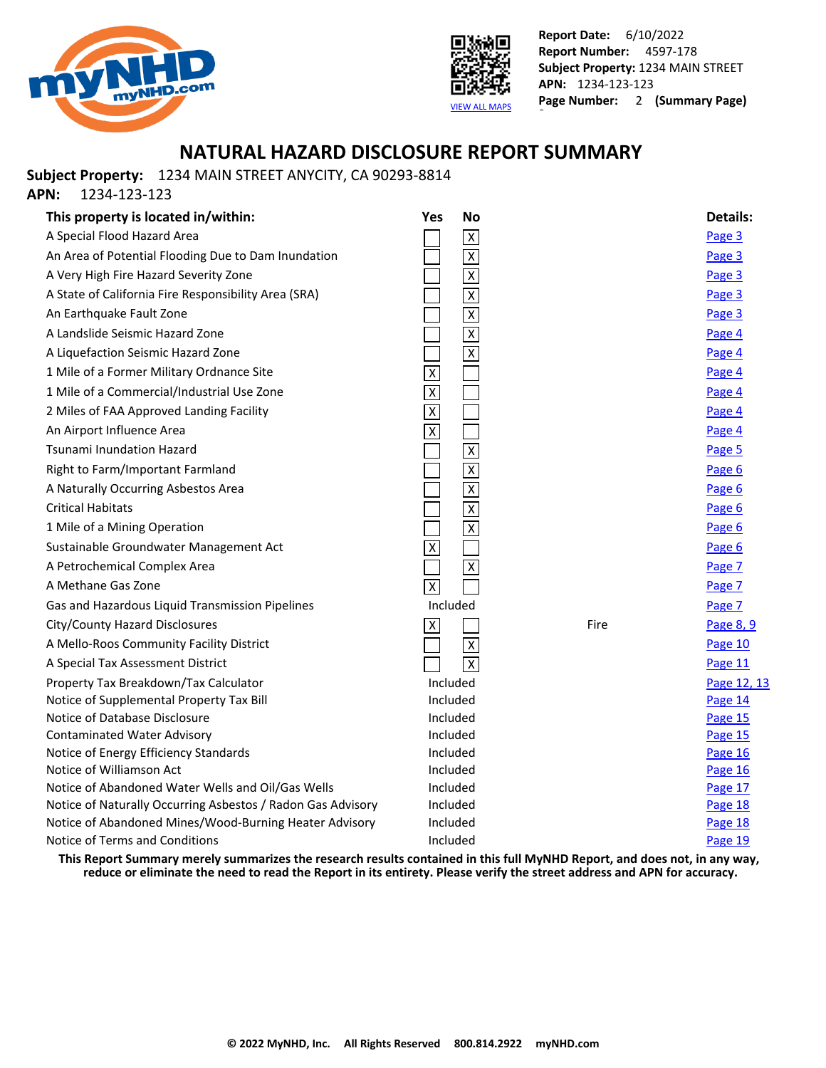Report Date: 6/10/2022
Report Number: 4597-178
Subject Property: 1234 MAIN STREET
APN: 1234-123-123
Page Number: 2 (Summary Page)

VIEW ALL MAPS

# NATURAL HAZARD DISCLOSURE REPORT SUMMARY

**Subject Property:** 1234 MAIN STREET ANYCITY, CA 90293-8814
**APN:** 1234-123-123

| This property is located in/within: | Yes | No | | Details: |
|---|---|---|---|---|
| A Special Flood Hazard Area | | X | | Page 3 |
| An Area of Potential Flooding Due to Dam Inundation | | X | | Page 3 |
| A Very High Fire Hazard Severity Zone | | X | | Page 3 |
| A State of California Fire Responsibility Area (SRA) | | X | | Page 3 |
| An Earthquake Fault Zone | | X | | Page 3 |
| A Landslide Seismic Hazard Zone | | X | | Page 4 |
| A Liquefaction Seismic Hazard Zone | | X | | Page 4 |
| 1 Mile of a Former Military Ordnance Site | X | | | Page 4 |
| 1 Mile of a Commercial/Industrial Use Zone | X | | | Page 4 |
| 2 Miles of FAA Approved Landing Facility | X | | | Page 4 |
| An Airport Influence Area | X | | | Page 4 |
| Tsunami Inundation Hazard | | X | | Page 5 |
| Right to Farm/Important Farmland | | X | | Page 6 |
| A Naturally Occurring Asbestos Area | | X | | Page 6 |
| Critical Habitats | | X | | Page 6 |
| 1 Mile of a Mining Operation | | X | | Page 6 |
| Sustainable Groundwater Management Act | X | | | Page 6 |
| A Petrochemical Complex Area | | X | | Page 7 |
| A Methane Gas Zone | X | | | Page 7 |
| Gas and Hazardous Liquid Transmission Pipelines | Included | | | Page 7 |
| City/County Hazard Disclosures | X | | Fire | Page 8, 9 |
| A Mello-Roos Community Facility District | | X | | Page 10 |
| A Special Tax Assessment District | | X | | Page 11 |
| Property Tax Breakdown/Tax Calculator | Included | | | Page 12, 13 |
| Notice of Supplemental Property Tax Bill | Included | | | Page 14 |
| Notice of Database Disclosure | Included | | | Page 15 |
| Contaminated Water Advisory | Included | | | Page 15 |
| Notice of Energy Efficiency Standards | Included | | | Page 16 |
| Notice of Williamson Act | Included | | | Page 16 |
| Notice of Abandoned Water Wells and Oil/Gas Wells | Included | | | Page 17 |
| Notice of Naturally Occurring Asbestos / Radon Gas Advisory | Included | | | Page 18 |
| Notice of Abandoned Mines/Wood-Burning Heater Advisory | Included | | | Page 18 |
| Notice of Terms and Conditions | Included | | | Page 19 |

**This Report Summary merely summarizes the research results contained in this full MyNHD Report, and does not, in any way, reduce or eliminate the need to read the Report in its entirety. Please verify the street address and APN for accuracy.**

**© 2022 MyNHD, Inc. All Rights Reserved 800.814.2922 myNHD.com**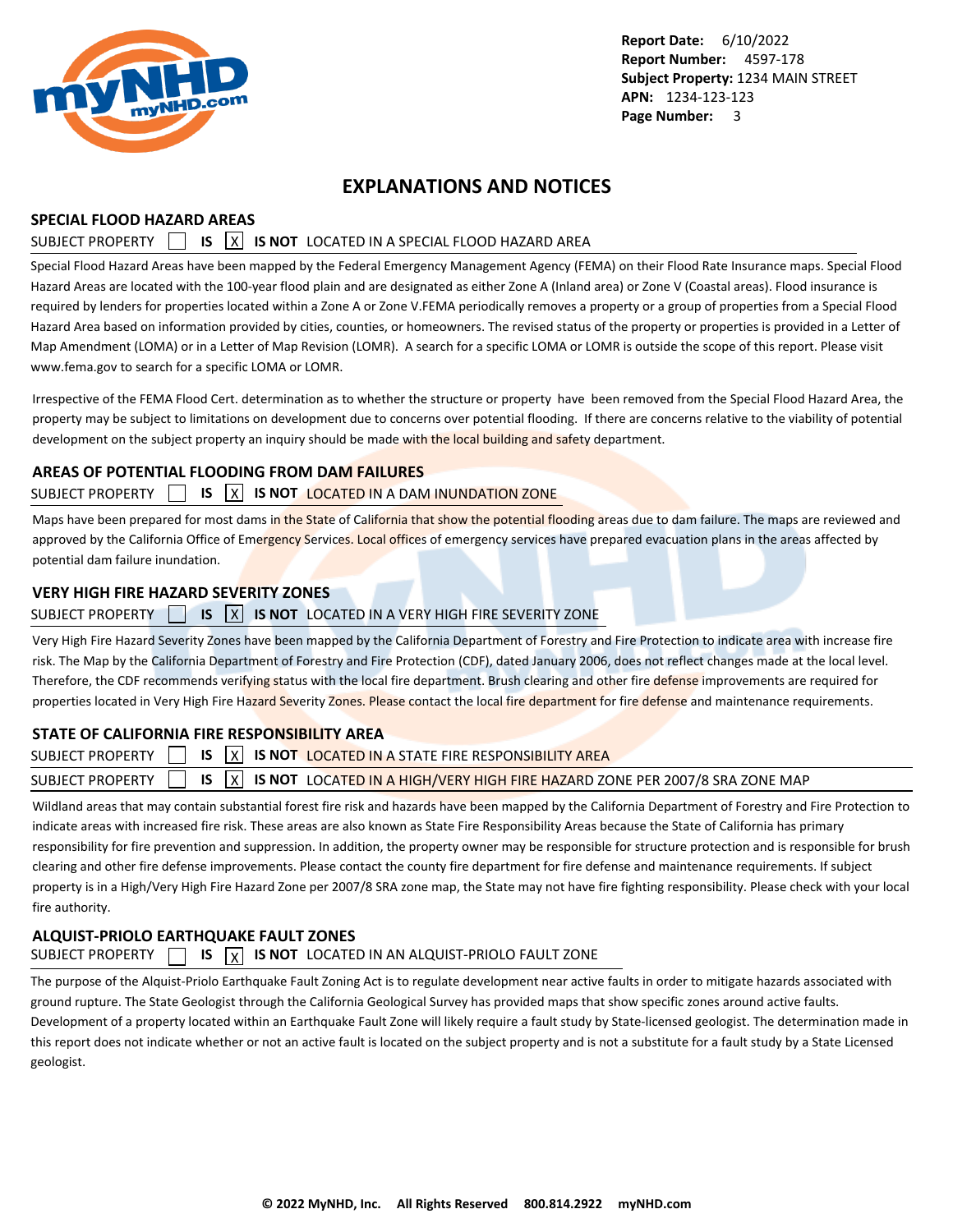# EXPLANATIONS AND NOTICES

## SPECIAL FLOOD HAZARD AREAS

SUBJECT PROPERTY [ ] **IS** [X] **IS NOT** LOCATED IN A SPECIAL FLOOD HAZARD AREA

Special Flood Hazard Areas have been mapped by the Federal Emergency Management Agency (FEMA) on their Flood Rate Insurance maps. Special Flood Hazard Areas are located with the 100-year flood plain and are designated as either Zone A (Inland area) or Zone V (Coastal areas). Flood insurance is required by lenders for properties located within a Zone A or Zone V.FEMA periodically removes a property or a group of properties from a Special Flood Hazard Area based on information provided by cities, counties, or homeowners. The revised status of the property or properties is provided in a Letter of Map Amendment (LOMA) or in a Letter of Map Revision (LOMR). A search for a specific LOMA or LOMR is outside the scope of this report. Please visit www.fema.gov to search for a specific LOMA or LOMR.

Irrespective of the FEMA Flood Cert. determination as to whether the structure or property have been removed from the Special Flood Hazard Area, the property may be subject to limitations on development due to concerns over potential flooding. If there are concerns relative to the viability of potential development on the subject property an inquiry should be made with the local building and safety department.

## AREAS OF POTENTIAL FLOODING FROM DAM FAILURES

SUBJECT PROPERTY [ ] **IS** [X] **IS NOT** LOCATED IN A DAM INUNDATION ZONE

Maps have been prepared for most dams in the State of California that show the potential flooding areas due to dam failure. The maps are reviewed and approved by the California Office of Emergency Services. Local offices of emergency services have prepared evacuation plans in the areas affected by potential dam failure inundation.

## VERY HIGH FIRE HAZARD SEVERITY ZONES

SUBJECT PROPERTY [ ] **IS** [X] **IS NOT** LOCATED IN A VERY HIGH FIRE SEVERITY ZONE

Very High Fire Hazard Severity Zones have been mapped by the California Department of Forestry and Fire Protection to indicate area with increase fire risk. The Map by the California Department of Forestry and Fire Protection (CDF), dated January 2006, does not reflect changes made at the local level. Therefore, the CDF recommends verifying status with the local fire department. Brush clearing and other fire defense improvements are required for properties located in Very High Fire Hazard Severity Zones. Please contact the local fire department for fire defense and maintenance requirements.

## STATE OF CALIFORNIA FIRE RESPONSIBILITY AREA

SUBJECT PROPERTY [ ] **IS** [X] **IS NOT** LOCATED IN A STATE FIRE RESPONSIBILITY AREA

SUBJECT PROPERTY [ ] **IS** [X] **IS NOT** LOCATED IN A HIGH/VERY HIGH FIRE HAZARD ZONE PER 2007/8 SRA ZONE MAP

Wildland areas that may contain substantial forest fire risk and hazards have been mapped by the California Department of Forestry and Fire Protection to indicate areas with increased fire risk. These areas are also known as State Fire Responsibility Areas because the State of California has primary responsibility for fire prevention and suppression. In addition, the property owner may be responsible for structure protection and is responsible for brush clearing and other fire defense improvements. Please contact the county fire department for fire defense and maintenance requirements. If subject property is in a High/Very High Fire Hazard Zone per 2007/8 SRA zone map, the State may not have fire fighting responsibility. Please check with your local fire authority.

## ALQUIST-PRIOLO EARTHQUAKE FAULT ZONES

SUBJECT PROPERTY [ ] **IS** [X] **IS NOT** LOCATED IN AN ALQUIST-PRIOLO FAULT ZONE

The purpose of the Alquist-Priolo Earthquake Fault Zoning Act is to regulate development near active faults in order to mitigate hazards associated with ground rupture. The State Geologist through the California Geological Survey has provided maps that show specific zones around active faults. Development of a property located within an Earthquake Fault Zone will likely require a fault study by State-licensed geologist. The determination made in this report does not indicate whether or not an active fault is located on the subject property and is not a substitute for a fault study by a State Licensed geologist.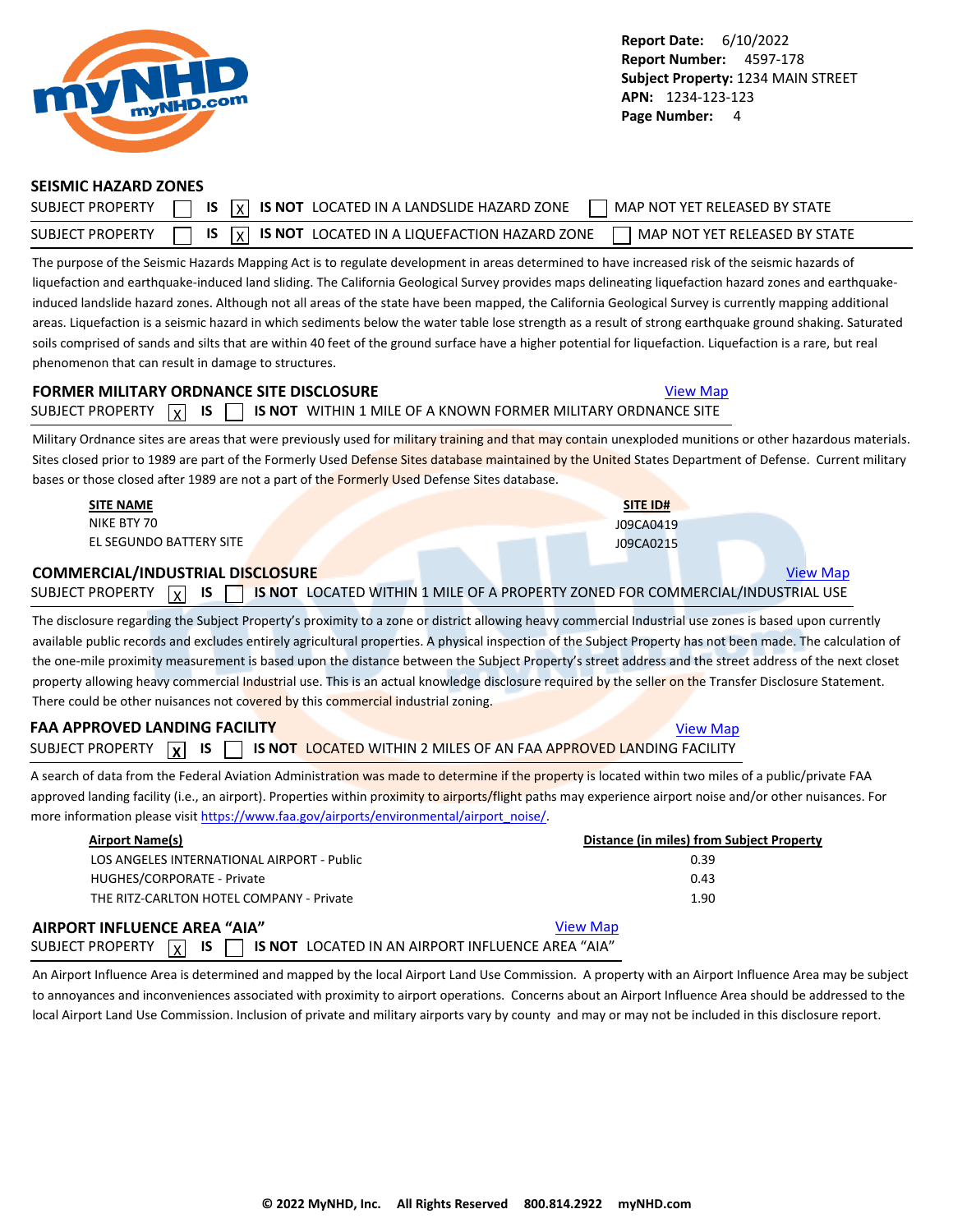Report Date: 6/10/2022
Report Number: 4597-178
Subject Property: 1234 MAIN STREET
APN: 1234-123-123

## SEISMIC HAZARD ZONES

SUBJECT PROPERTY ☐ IS ☒ IS NOT LOCATED IN A LANDSLIDE HAZARD ZONE ☐ MAP NOT YET RELEASED BY STATE

SUBJECT PROPERTY ☐ IS ☒ IS NOT LOCATED IN A LIQUEFACTION HAZARD ZONE ☐ MAP NOT YET RELEASED BY STATE

The purpose of the Seismic Hazards Mapping Act is to regulate development in areas determined to have increased risk of the seismic hazards of liquefaction and earthquake-induced land sliding. The California Geological Survey provides maps delineating liquefaction hazard zones and earthquake-induced landslide hazard zones. Although not all areas of the state have been mapped, the California Geological Survey is currently mapping additional areas. Liquefaction is a seismic hazard in which sediments below the water table lose strength as a result of strong earthquake ground shaking. Saturated soils comprised of sands and silts that are within 40 feet of the ground surface have a higher potential for liquefaction. Liquefaction is a rare, but real phenomenon that can result in damage to structures.

## FORMER MILITARY ORDNANCE SITE DISCLOSURE

View Map

SUBJECT PROPERTY ☒ IS ☐ IS NOT WITHIN 1 MILE OF A KNOWN FORMER MILITARY ORDNANCE SITE

Military Ordnance sites are areas that were previously used for military training and that may contain unexploded munitions or other hazardous materials. Sites closed prior to 1989 are part of the Formerly Used Defense Sites database maintained by the United States Department of Defense. Current military bases or those closed after 1989 are not a part of the Formerly Used Defense Sites database.

| SITE NAME | SITE ID# |
|---|---|
| NIKE BTY 70 | J09CA0419 |
| EL SEGUNDO BATTERY SITE | J09CA0215 |

## COMMERCIAL/INDUSTRIAL DISCLOSURE

View Map

SUBJECT PROPERTY ☒ IS ☐ IS NOT LOCATED WITHIN 1 MILE OF A PROPERTY ZONED FOR COMMERCIAL/INDUSTRIAL USE

The disclosure regarding the Subject Property's proximity to a zone or district allowing heavy commercial Industrial use zones is based upon currently available public records and excludes entirely agricultural properties. A physical inspection of the Subject Property has not been made. The calculation of the one-mile proximity measurement is based upon the distance between the Subject Property's street address and the street address of the next closet property allowing heavy commercial Industrial use. This is an actual knowledge disclosure required by the seller on the Transfer Disclosure Statement. There could be other nuisances not covered by this commercial industrial zoning.

## FAA APPROVED LANDING FACILITY

View Map

SUBJECT PROPERTY ☒ IS ☐ IS NOT LOCATED WITHIN 2 MILES OF AN FAA APPROVED LANDING FACILITY

A search of data from the Federal Aviation Administration was made to determine if the property is located within two miles of a public/private FAA approved landing facility (i.e., an airport). Properties within proximity to airports/flight paths may experience airport noise and/or other nuisances. For more information please visit https://www.faa.gov/airports/environmental/airport_noise/.

| Airport Name(s) | Distance (in miles) from Subject Property |
|---|---|
| LOS ANGELES INTERNATIONAL AIRPORT - Public | 0.39 |
| HUGHES/CORPORATE - Private | 0.43 |
| THE RITZ-CARLTON HOTEL COMPANY - Private | 1.90 |

## AIRPORT INFLUENCE AREA "AIA"

View Map

SUBJECT PROPERTY ☒ IS ☐ IS NOT LOCATED IN AN AIRPORT INFLUENCE AREA "AIA"

An Airport Influence Area is determined and mapped by the local Airport Land Use Commission. A property with an Airport Influence Area may be subject to annoyances and inconveniences associated with proximity to airport operations. Concerns about an Airport Influence Area should be addressed to the local Airport Land Use Commission. Inclusion of private and military airports vary by county and may or may not be included in this disclosure report.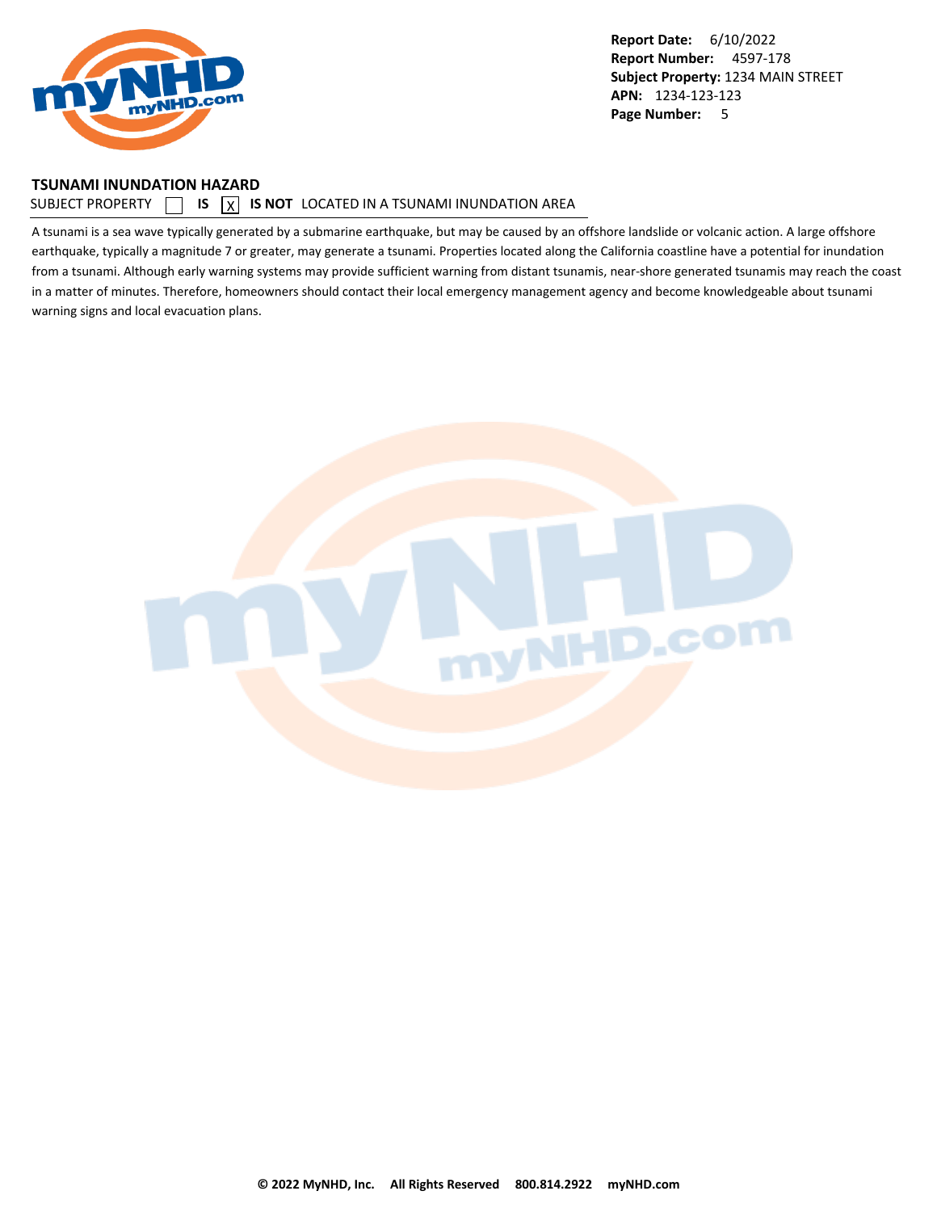**Report Date:** 6/10/2022
**Report Number:** 4597-178
**Subject Property:** 1234 MAIN STREET
**APN:** 1234-123-123

## TSUNAMI INUNDATION HAZARD

SUBJECT PROPERTY ☐ **IS** ☒ **IS NOT** LOCATED IN A TSUNAMI INUNDATION AREA

A tsunami is a sea wave typically generated by a submarine earthquake, but may be caused by an offshore landslide or volcanic action. A large offshore earthquake, typically a magnitude 7 or greater, may generate a tsunami. Properties located along the California coastline have a potential for inundation from a tsunami. Although early warning systems may provide sufficient warning from distant tsunamis, near-shore generated tsunamis may reach the coast in a matter of minutes. Therefore, homeowners should contact their local emergency management agency and become knowledgeable about tsunami warning signs and local evacuation plans.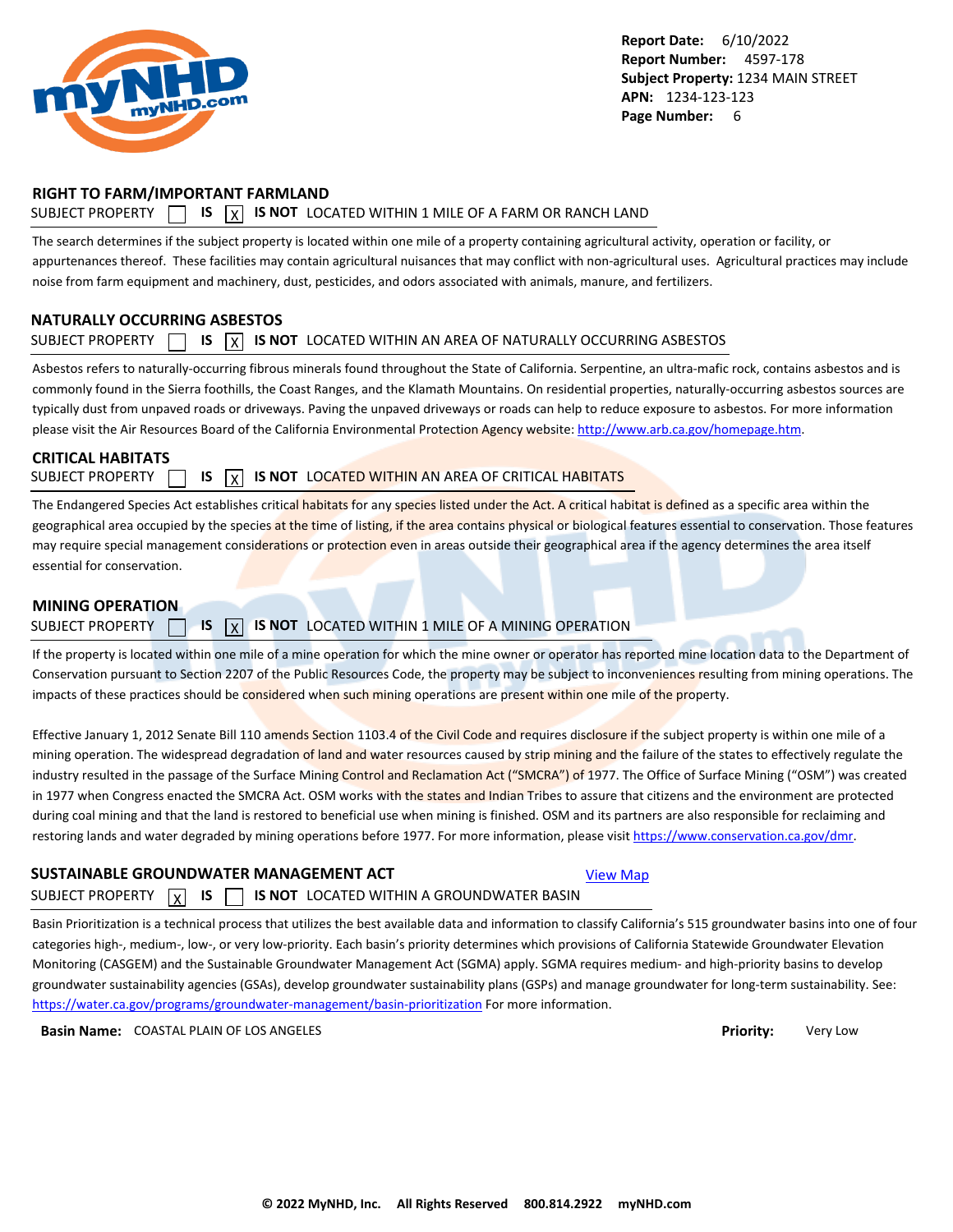**Report Date:** 6/10/2022
**Report Number:** 4597-178
**Subject Property:** 1234 MAIN STREET
**APN:** 1234-123-123
**Page Number:** 6

## RIGHT TO FARM/IMPORTANT FARMLAND

SUBJECT PROPERTY ☐ **IS** ☒ **IS NOT** LOCATED WITHIN 1 MILE OF A FARM OR RANCH LAND

The search determines if the subject property is located within one mile of a property containing agricultural activity, operation or facility, or appurtenances thereof. These facilities may contain agricultural nuisances that may conflict with non-agricultural uses. Agricultural practices may include noise from farm equipment and machinery, dust, pesticides, and odors associated with animals, manure, and fertilizers.

## NATURALLY OCCURRING ASBESTOS

SUBJECT PROPERTY ☐ **IS** ☒ **IS NOT** LOCATED WITHIN AN AREA OF NATURALLY OCCURRING ASBESTOS

Asbestos refers to naturally-occurring fibrous minerals found throughout the State of California. Serpentine, an ultra-mafic rock, contains asbestos and is commonly found in the Sierra foothills, the Coast Ranges, and the Klamath Mountains. On residential properties, naturally-occurring asbestos sources are typically dust from unpaved roads or driveways. Paving the unpaved driveways or roads can help to reduce exposure to asbestos. For more information please visit the Air Resources Board of the California Environmental Protection Agency website: http://www.arb.ca.gov/homepage.htm.

## CRITICAL HABITATS

SUBJECT PROPERTY ☐ **IS** ☒ **IS NOT** LOCATED WITHIN AN AREA OF CRITICAL HABITATS

The Endangered Species Act establishes critical habitats for any species listed under the Act. A critical habitat is defined as a specific area within the geographical area occupied by the species at the time of listing, if the area contains physical or biological features essential to conservation. Those features may require special management considerations or protection even in areas outside their geographical area if the agency determines the area itself essential for conservation.

## MINING OPERATION

SUBJECT PROPERTY ☐ **IS** ☒ **IS NOT** LOCATED WITHIN 1 MILE OF A MINING OPERATION

If the property is located within one mile of a mine operation for which the mine owner or operator has reported mine location data to the Department of Conservation pursuant to Section 2207 of the Public Resources Code, the property may be subject to inconveniences resulting from mining operations. The impacts of these practices should be considered when such mining operations are present within one mile of the property.

Effective January 1, 2012 Senate Bill 110 amends Section 1103.4 of the Civil Code and requires disclosure if the subject property is within one mile of a mining operation. The widespread degradation of land and water resources caused by strip mining and the failure of the states to effectively regulate the industry resulted in the passage of the Surface Mining Control and Reclamation Act ("SMCRA") of 1977. The Office of Surface Mining ("OSM") was created in 1977 when Congress enacted the SMCRA Act. OSM works with the states and Indian Tribes to assure that citizens and the environment are protected during coal mining and that the land is restored to beneficial use when mining is finished. OSM and its partners are also responsible for reclaiming and restoring lands and water degraded by mining operations before 1977. For more information, please visit https://www.conservation.ca.gov/dmr.

## SUSTAINABLE GROUNDWATER MANAGEMENT ACT

View Map

SUBJECT PROPERTY ☒ **IS** ☐ **IS NOT** LOCATED WITHIN A GROUNDWATER BASIN

Basin Prioritization is a technical process that utilizes the best available data and information to classify California's 515 groundwater basins into one of four categories high-, medium-, low-, or very low-priority. Each basin's priority determines which provisions of California Statewide Groundwater Elevation Monitoring (CASGEM) and the Sustainable Groundwater Management Act (SGMA) apply. SGMA requires medium- and high-priority basins to develop groundwater sustainability agencies (GSAs), develop groundwater sustainability plans (GSPs) and manage groundwater for long-term sustainability. See: https://water.ca.gov/programs/groundwater-management/basin-prioritization For more information.

**Basin Name:** COASTAL PLAIN OF LOS ANGELES **Priority:** Very Low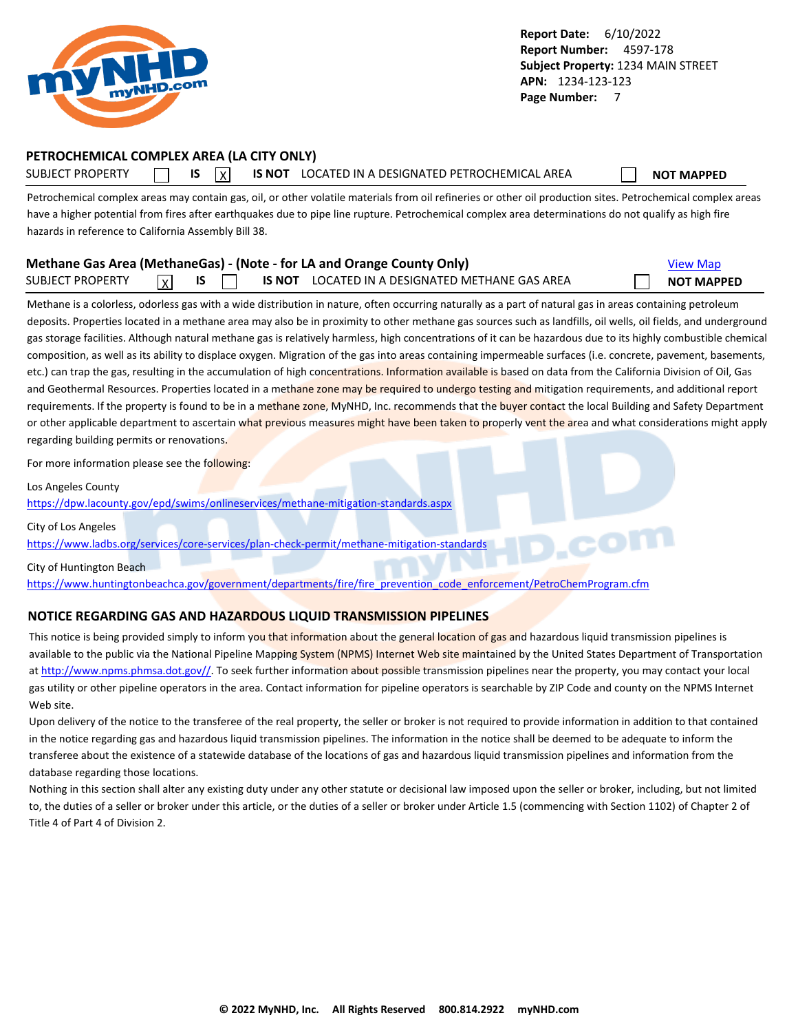**Report Date:** 6/10/2022
**Report Number:** 4597-178
**Subject Property:** 1234 MAIN STREET
**APN:** 1234-123-123

## PETROCHEMICAL COMPLEX AREA (LA CITY ONLY)

SUBJECT PROPERTY ☐ **IS** ☒ **IS NOT** LOCATED IN A DESIGNATED PETROCHEMICAL AREA ☐ **NOT MAPPED**

Petrochemical complex areas may contain gas, oil, or other volatile materials from oil refineries or other oil production sites. Petrochemical complex areas have a higher potential from fires after earthquakes due to pipe line rupture. Petrochemical complex area determinations do not qualify as high fire hazards in reference to California Assembly Bill 38.

## Methane Gas Area (MethaneGas) - (Note - for LA and Orange County Only)

[View Map]

SUBJECT PROPERTY ☒ **IS** ☐ **IS NOT** LOCATED IN A DESIGNATED METHANE GAS AREA ☐ **NOT MAPPED**

Methane is a colorless, odorless gas with a wide distribution in nature, often occurring naturally as a part of natural gas in areas containing petroleum deposits. Properties located in a methane area may also be in proximity to other methane gas sources such as landfills, oil wells, oil fields, and underground gas storage facilities. Although natural methane gas is relatively harmless, high concentrations of it can be hazardous due to its highly combustible chemical composition, as well as its ability to displace oxygen. Migration of the gas into areas containing impermeable surfaces (i.e. concrete, pavement, basements, etc.) can trap the gas, resulting in the accumulation of high concentrations. Information available is based on data from the California Division of Oil, Gas and Geothermal Resources. Properties located in a methane zone may be required to undergo testing and mitigation requirements, and additional report requirements. If the property is found to be in a methane zone, MyNHD, Inc. recommends that the buyer contact the local Building and Safety Department or other applicable department to ascertain what previous measures might have been taken to properly vent the area and what considerations might apply regarding building permits or renovations.

For more information please see the following:

Los Angeles County
https://dpw.lacounty.gov/epd/swims/onlineservices/methane-mitigation-standards.aspx

City of Los Angeles
https://www.ladbs.org/services/core-services/plan-check-permit/methane-mitigation-standards

City of Huntington Beach
https://www.huntingtonbeachca.gov/government/departments/fire/fire_prevention_code_enforcement/PetroChemProgram.cfm

## NOTICE REGARDING GAS AND HAZARDOUS LIQUID TRANSMISSION PIPELINES

This notice is being provided simply to inform you that information about the general location of gas and hazardous liquid transmission pipelines is available to the public via the National Pipeline Mapping System (NPMS) Internet Web site maintained by the United States Department of Transportation at http://www.npms.phmsa.dot.gov//. To seek further information about possible transmission pipelines near the property, you may contact your local gas utility or other pipeline operators in the area. Contact information for pipeline operators is searchable by ZIP Code and county on the NPMS Internet Web site.

Upon delivery of the notice to the transferee of the real property, the seller or broker is not required to provide information in addition to that contained in the notice regarding gas and hazardous liquid transmission pipelines. The information in the notice shall be deemed to be adequate to inform the transferee about the existence of a statewide database of the locations of gas and hazardous liquid transmission pipelines and information from the database regarding those locations.

Nothing in this section shall alter any existing duty under any other statute or decisional law imposed upon the seller or broker, including, but not limited to, the duties of a seller or broker under this article, or the duties of a seller or broker under Article 1.5 (commencing with Section 1102) of Chapter 2 of Title 4 of Part 4 of Division 2.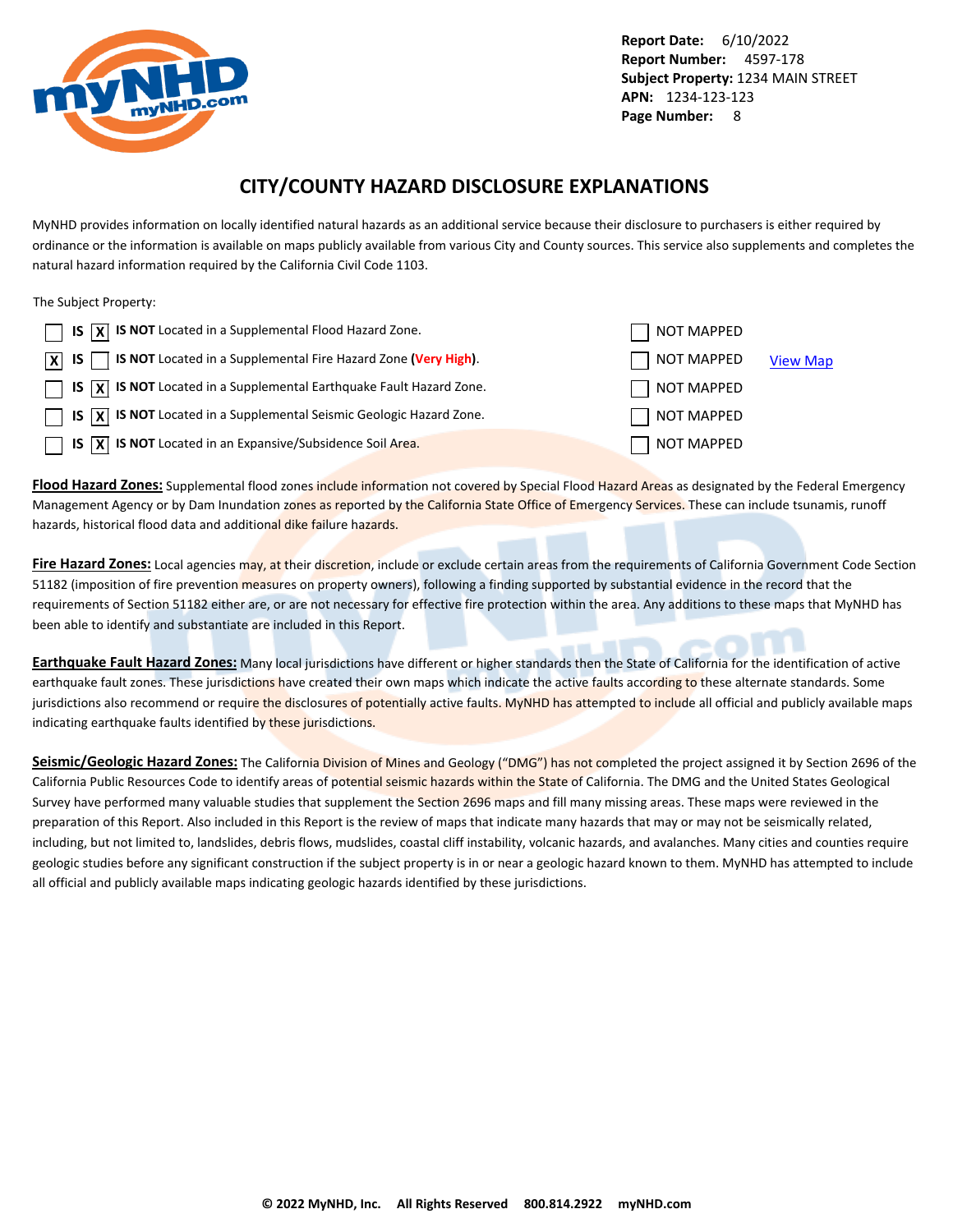**Report Date:** 6/10/2022
**Report Number:** 4597-178
**Subject Property:** 1234 MAIN STREET
**APN:** 1234-123-123
**Page Number:** 8

## CITY/COUNTY HAZARD DISCLOSURE EXPLANATIONS

MyNHD provides information on locally identified natural hazards as an additional service because their disclosure to purchasers is either required by ordinance or the information is available on maps publicly available from various City and County sources. This service also supplements and completes the natural hazard information required by the California Civil Code 1103.

The Subject Property:

| IS | IS NOT | | NOT MAPPED | |
|---|---|---|---|---|
| [ ] | [X] | **IS NOT** Located in a Supplemental Flood Hazard Zone. | [ ] NOT MAPPED | |
| [X] | [ ] | **IS NOT** Located in a Supplemental Fire Hazard Zone **(Very High)**. | [ ] NOT MAPPED | View Map |
| [ ] | [X] | **IS NOT** Located in a Supplemental Earthquake Fault Hazard Zone. | [ ] NOT MAPPED | |
| [ ] | [X] | **IS NOT** Located in a Supplemental Seismic Geologic Hazard Zone. | [ ] NOT MAPPED | |
| [ ] | [X] | **IS NOT** Located in an Expansive/Subsidence Soil Area. | [ ] NOT MAPPED | |

**Flood Hazard Zones:** Supplemental flood zones include information not covered by Special Flood Hazard Areas as designated by the Federal Emergency Management Agency or by Dam Inundation zones as reported by the California State Office of Emergency Services. These can include tsunamis, runoff hazards, historical flood data and additional dike failure hazards.

**Fire Hazard Zones:** Local agencies may, at their discretion, include or exclude certain areas from the requirements of California Government Code Section 51182 (imposition of fire prevention measures on property owners), following a finding supported by substantial evidence in the record that the requirements of Section 51182 either are, or are not necessary for effective fire protection within the area. Any additions to these maps that MyNHD has been able to identify and substantiate are included in this Report.

**Earthquake Fault Hazard Zones:** Many local jurisdictions have different or higher standards then the State of California for the identification of active earthquake fault zones. These jurisdictions have created their own maps which indicate the active faults according to these alternate standards. Some jurisdictions also recommend or require the disclosures of potentially active faults. MyNHD has attempted to include all official and publicly available maps indicating earthquake faults identified by these jurisdictions.

**Seismic/Geologic Hazard Zones:** The California Division of Mines and Geology ("DMG") has not completed the project assigned it by Section 2696 of the California Public Resources Code to identify areas of potential seismic hazards within the State of California. The DMG and the United States Geological Survey have performed many valuable studies that supplement the Section 2696 maps and fill many missing areas. These maps were reviewed in the preparation of this Report. Also included in this Report is the review of maps that indicate many hazards that may or may not be seismically related, including, but not limited to, landslides, debris flows, mudslides, coastal cliff instability, volcanic hazards, and avalanches. Many cities and counties require geologic studies before any significant construction if the subject property is in or near a geologic hazard known to them. MyNHD has attempted to include all official and publicly available maps indicating geologic hazards identified by these jurisdictions.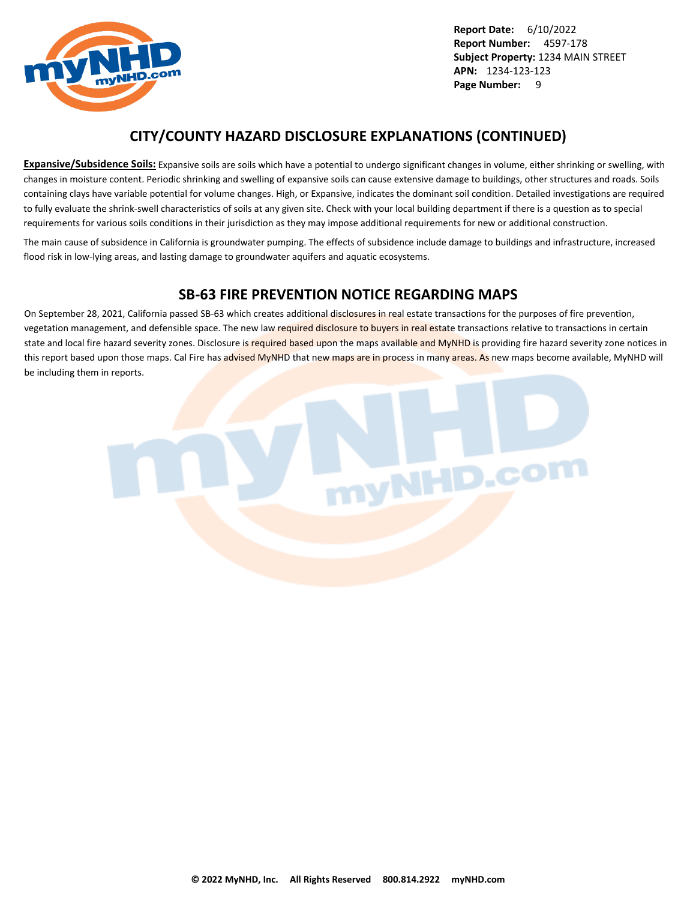## CITY/COUNTY HAZARD DISCLOSURE EXPLANATIONS (CONTINUED)

**Expansive/Subsidence Soils:** Expansive soils are soils which have a potential to undergo significant changes in volume, either shrinking or swelling, with changes in moisture content. Periodic shrinking and swelling of expansive soils can cause extensive damage to buildings, other structures and roads. Soils containing clays have variable potential for volume changes. High, or Expansive, indicates the dominant soil condition. Detailed investigations are required to fully evaluate the shrink-swell characteristics of soils at any given site. Check with your local building department if there is a question as to special requirements for various soils conditions in their jurisdiction as they may impose additional requirements for new or additional construction.

The main cause of subsidence in California is groundwater pumping. The effects of subsidence include damage to buildings and infrastructure, increased flood risk in low-lying areas, and lasting damage to groundwater aquifers and aquatic ecosystems.

## SB-63 FIRE PREVENTION NOTICE REGARDING MAPS

On September 28, 2021, California passed SB-63 which creates additional disclosures in real estate transactions for the purposes of fire prevention, vegetation management, and defensible space. The new law required disclosure to buyers in real estate transactions relative to transactions in certain state and local fire hazard severity zones. Disclosure is required based upon the maps available and MyNHD is providing fire hazard severity zone notices in this report based upon those maps. Cal Fire has advised MyNHD that new maps are in process in many areas. As new maps become available, MyNHD will be including them in reports.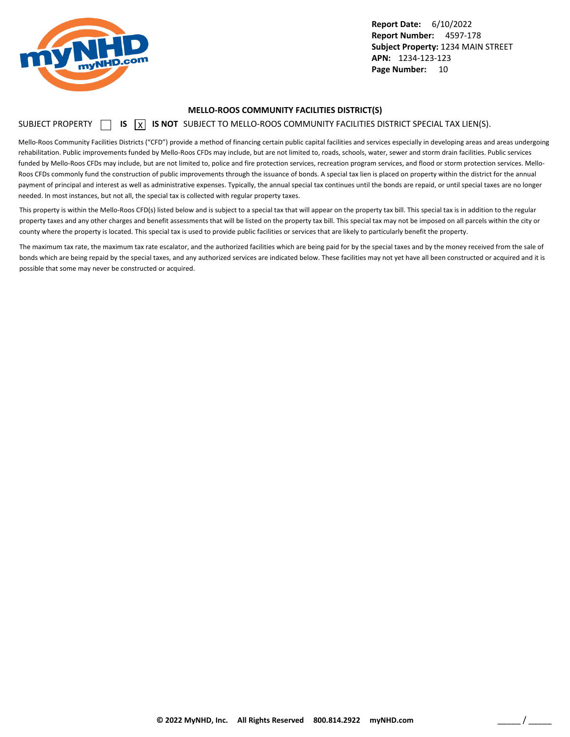**Report Date:** 6/10/2022
**Report Number:** 4597-178
**Subject Property:** 1234 MAIN STREET
**APN:** 1234-123-123

## MELLO-ROOS COMMUNITY FACILITIES DISTRICT(S)

SUBJECT PROPERTY ☐ **IS** ☒ **IS NOT** SUBJECT TO MELLO-ROOS COMMUNITY FACILITIES DISTRICT SPECIAL TAX LIEN(S).

Mello-Roos Community Facilities Districts ("CFD") provide a method of financing certain public capital facilities and services especially in developing areas and areas undergoing rehabilitation. Public improvements funded by Mello-Roos CFDs may include, but are not limited to, roads, schools, water, sewer and storm drain facilities. Public services funded by Mello-Roos CFDs may include, but are not limited to, police and fire protection services, recreation program services, and flood or storm protection services. Mello-Roos CFDs commonly fund the construction of public improvements through the issuance of bonds. A special tax lien is placed on property within the district for the annual payment of principal and interest as well as administrative expenses. Typically, the annual special tax continues until the bonds are repaid, or until special taxes are no longer needed. In most instances, but not all, the special tax is collected with regular property taxes.

This property is within the Mello-Roos CFD(s) listed below and is subject to a special tax that will appear on the property tax bill. This special tax is in addition to the regular property taxes and any other charges and benefit assessments that will be listed on the property tax bill. This special tax may not be imposed on all parcels within the city or county where the property is located. This special tax is used to provide public facilities or services that are likely to particularly benefit the property.

The maximum tax rate, the maximum tax rate escalator, and the authorized facilities which are being paid for by the special taxes and by the money received from the sale of bonds which are being repaid by the special taxes, and any authorized services are indicated below. These facilities may not yet have all been constructed or acquired and it is possible that some may never be constructed or acquired.

**© 2022 MyNHD, Inc. All Rights Reserved 800.814.2922 myNHD.com**

_____ / _____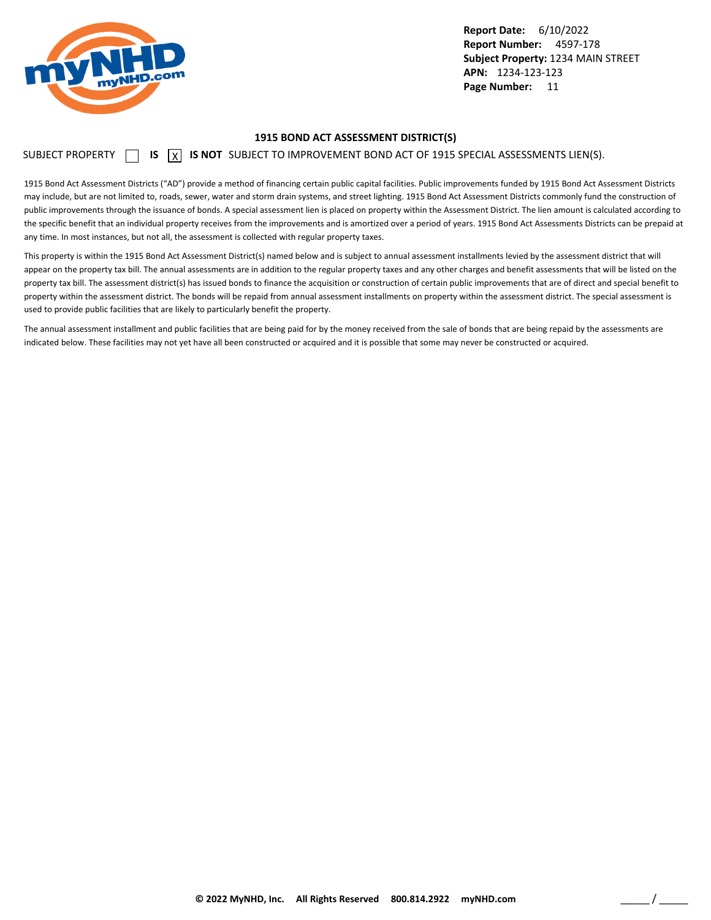**Report Date:** 6/10/2022
**Report Number:** 4597-178
**Subject Property:** 1234 MAIN STREET
**APN:** 1234-123-123

## 1915 BOND ACT ASSESSMENT DISTRICT(S)

SUBJECT PROPERTY ☐ **IS** ☒ **IS NOT** SUBJECT TO IMPROVEMENT BOND ACT OF 1915 SPECIAL ASSESSMENTS LIEN(S).

1915 Bond Act Assessment Districts ("AD") provide a method of financing certain public capital facilities. Public improvements funded by 1915 Bond Act Assessment Districts may include, but are not limited to, roads, sewer, water and storm drain systems, and street lighting. 1915 Bond Act Assessment Districts commonly fund the construction of public improvements through the issuance of bonds. A special assessment lien is placed on property within the Assessment District. The lien amount is calculated according to the specific benefit that an individual property receives from the improvements and is amortized over a period of years. 1915 Bond Act Assessments Districts can be prepaid at any time. In most instances, but not all, the assessment is collected with regular property taxes.

This property is within the 1915 Bond Act Assessment District(s) named below and is subject to annual assessment installments levied by the assessment district that will appear on the property tax bill. The annual assessments are in addition to the regular property taxes and any other charges and benefit assessments that will be listed on the property tax bill. The assessment district(s) has issued bonds to finance the acquisition or construction of certain public improvements that are of direct and special benefit to property within the assessment district. The bonds will be repaid from annual assessment installments on property within the assessment district. The special assessment is used to provide public facilities that are likely to particularly benefit the property.

The annual assessment installment and public facilities that are being paid for by the money received from the sale of bonds that are being repaid by the assessments are indicated below. These facilities may not yet have all been constructed or acquired and it is possible that some may never be constructed or acquired.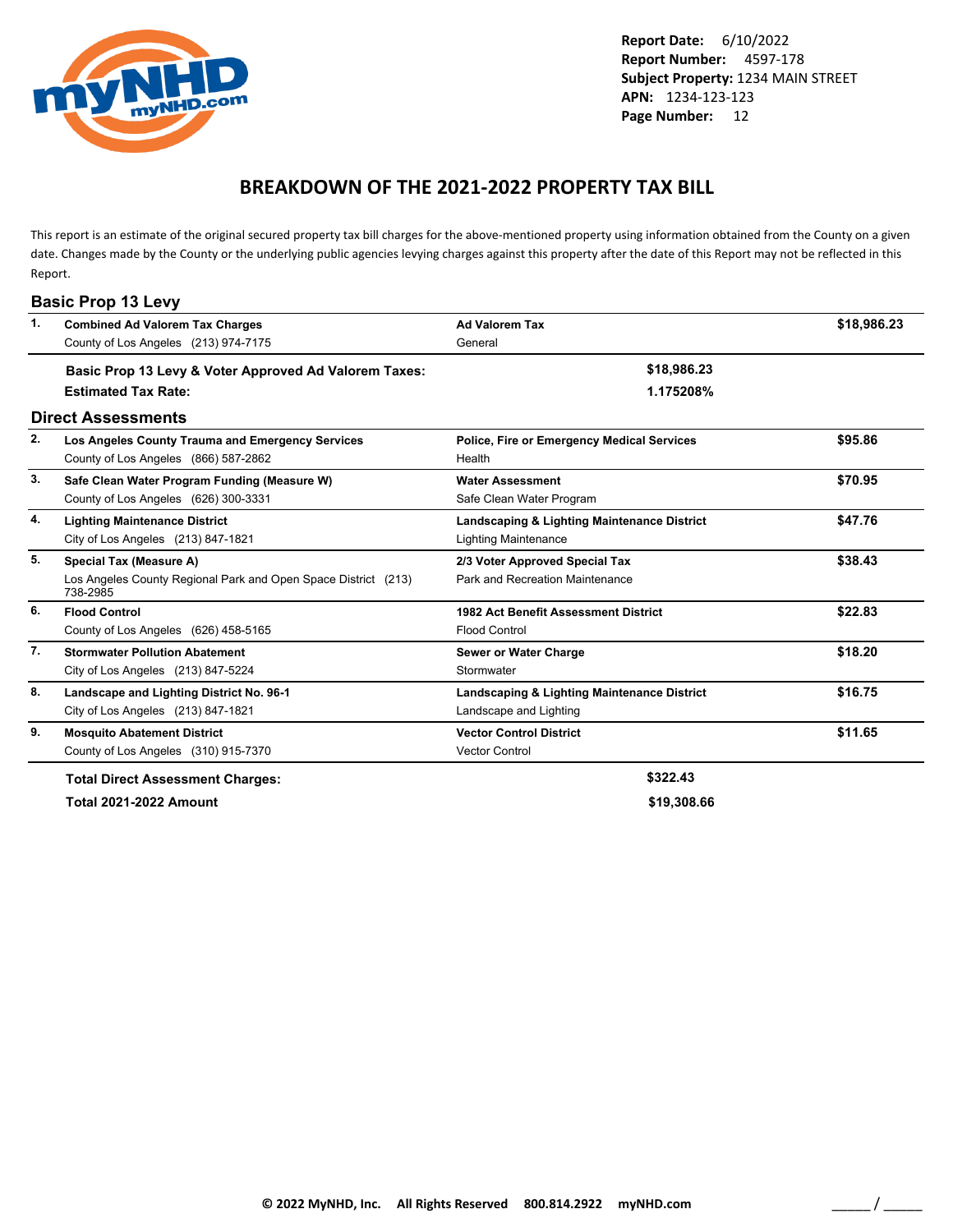Report Date: 6/10/2022
Report Number: 4597-178
Subject Property: 1234 MAIN STREET
APN: 1234-123-123
Page Number: 12

# BREAKDOWN OF THE 2021-2022 PROPERTY TAX BILL

This report is an estimate of the original secured property tax bill charges for the above-mentioned property using information obtained from the County on a given date. Changes made by the County or the underlying public agencies levying charges against this property after the date of this Report may not be reflected in this Report.

## Basic Prop 13 Levy

| # | Agency | Type | Amount |
|---|---|---|---|
| 1. | **Combined Ad Valorem Tax Charges**<br>County of Los Angeles (213) 974-7175 | **Ad Valorem Tax**<br>General | **$18,986.23** |

**Basic Prop 13 Levy & Voter Approved Ad Valorem Taxes:** **$18,986.23**

**Estimated Tax Rate:** **1.175208%**

## Direct Assessments

| # | Agency | Type | Amount |
|---|---|---|---|
| 2. | **Los Angeles County Trauma and Emergency Services**<br>County of Los Angeles (866) 587-2862 | **Police, Fire or Emergency Medical Services**<br>Health | **$95.86** |
| 3. | **Safe Clean Water Program Funding (Measure W)**<br>County of Los Angeles (626) 300-3331 | **Water Assessment**<br>Safe Clean Water Program | **$70.95** |
| 4. | **Lighting Maintenance District**<br>City of Los Angeles (213) 847-1821 | **Landscaping & Lighting Maintenance District**<br>Lighting Maintenance | **$47.76** |
| 5. | **Special Tax (Measure A)**<br>Los Angeles County Regional Park and Open Space District (213) 738-2985 | **2/3 Voter Approved Special Tax**<br>Park and Recreation Maintenance | **$38.43** |
| 6. | **Flood Control**<br>County of Los Angeles (626) 458-5165 | **1982 Act Benefit Assessment District**<br>Flood Control | **$22.83** |
| 7. | **Stormwater Pollution Abatement**<br>City of Los Angeles (213) 847-5224 | **Sewer or Water Charge**<br>Stormwater | **$18.20** |
| 8. | **Landscape and Lighting District No. 96-1**<br>City of Los Angeles (213) 847-1821 | **Landscaping & Lighting Maintenance District**<br>Landscape and Lighting | **$16.75** |
| 9. | **Mosquito Abatement District**<br>County of Los Angeles (310) 915-7370 | **Vector Control District**<br>Vector Control | **$11.65** |

**Total Direct Assessment Charges:** **$322.43**

**Total 2021-2022 Amount** **$19,308.66**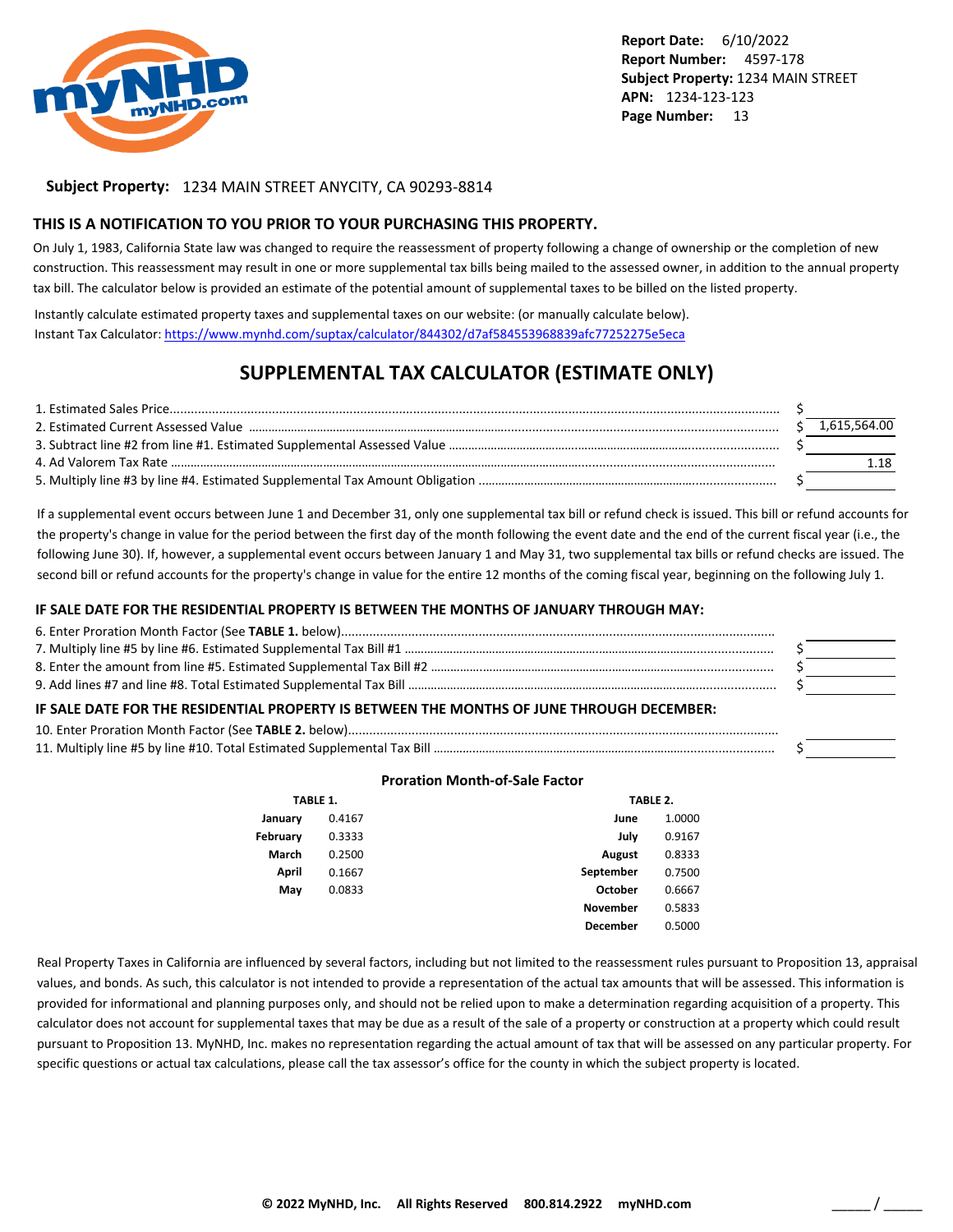Report Date: 6/10/2022
Report Number: 4597-178
Subject Property: 1234 MAIN STREET
APN: 1234-123-123
Page Number: 13

**Subject Property:** 1234 MAIN STREET ANYCITY, CA 90293-8814

## THIS IS A NOTIFICATION TO YOU PRIOR TO YOUR PURCHASING THIS PROPERTY.

On July 1, 1983, California State law was changed to require the reassessment of property following a change of ownership or the completion of new construction. This reassessment may result in one or more supplemental tax bills being mailed to the assessed owner, in addition to the annual property tax bill. The calculator below is provided an estimate of the potential amount of supplemental taxes to be billed on the listed property.

Instantly calculate estimated property taxes and supplemental taxes on our website: (or manually calculate below).
Instant Tax Calculator: https://www.mynhd.com/suptax/calculator/844302/d7af584553968839afc77252275e5eca

## SUPPLEMENTAL TAX CALCULATOR (ESTIMATE ONLY)

| | | |
|---|---|---|
| 1. Estimated Sales Price | $ | |
| 2. Estimated Current Assessed Value | $ | 1,615,564.00 |
| 3. Subtract line #2 from line #1. Estimated Supplemental Assessed Value | $ | |
| 4. Ad Valorem Tax Rate | | 1.18 |
| 5. Multiply line #3 by line #4. Estimated Supplemental Tax Amount Obligation | $ | |

If a supplemental event occurs between June 1 and December 31, only one supplemental tax bill or refund check is issued. This bill or refund accounts for the property's change in value for the period between the first day of the month following the event date and the end of the current fiscal year (i.e., the following June 30). If, however, a supplemental event occurs between January 1 and May 31, two supplemental tax bills or refund checks are issued. The second bill or refund accounts for the property's change in value for the entire 12 months of the coming fiscal year, beginning on the following July 1.

### IF SALE DATE FOR THE RESIDENTIAL PROPERTY IS BETWEEN THE MONTHS OF JANUARY THROUGH MAY:

| | | |
|---|---|---|
| 6. Enter Proration Month Factor (See **TABLE 1.** below) | | |
| 7. Multiply line #5 by line #6. Estimated Supplemental Tax Bill #1 | $ | |
| 8. Enter the amount from line #5. Estimated Supplemental Tax Bill #2 | $ | |
| 9. Add lines #7 and line #8. Total Estimated Supplemental Tax Bill | $ | |

### IF SALE DATE FOR THE RESIDENTIAL PROPERTY IS BETWEEN THE MONTHS OF JUNE THROUGH DECEMBER:

| | | |
|---|---|---|
| 10. Enter Proration Month Factor (See **TABLE 2.** below) | | |
| 11. Multiply line #5 by line #10. Total Estimated Supplemental Tax Bill | $ | |

### Proration Month-of-Sale Factor

**TABLE 1.**

| Month | Factor |
|---|---|
| January | 0.4167 |
| February | 0.3333 |
| March | 0.2500 |
| April | 0.1667 |
| May | 0.0833 |

**TABLE 2.**

| Month | Factor |
|---|---|
| June | 1.0000 |
| July | 0.9167 |
| August | 0.8333 |
| September | 0.7500 |
| October | 0.6667 |
| November | 0.5833 |
| December | 0.5000 |

Real Property Taxes in California are influenced by several factors, including but not limited to the reassessment rules pursuant to Proposition 13, appraisal values, and bonds. As such, this calculator is not intended to provide a representation of the actual tax amounts that will be assessed. This information is provided for informational and planning purposes only, and should not be relied upon to make a determination regarding acquisition of a property. This calculator does not account for supplemental taxes that may be due as a result of the sale of a property or construction at a property which could result pursuant to Proposition 13. MyNHD, Inc. makes no representation regarding the actual amount of tax that will be assessed on any particular property. For specific questions or actual tax calculations, please call the tax assessor's office for the county in which the subject property is located.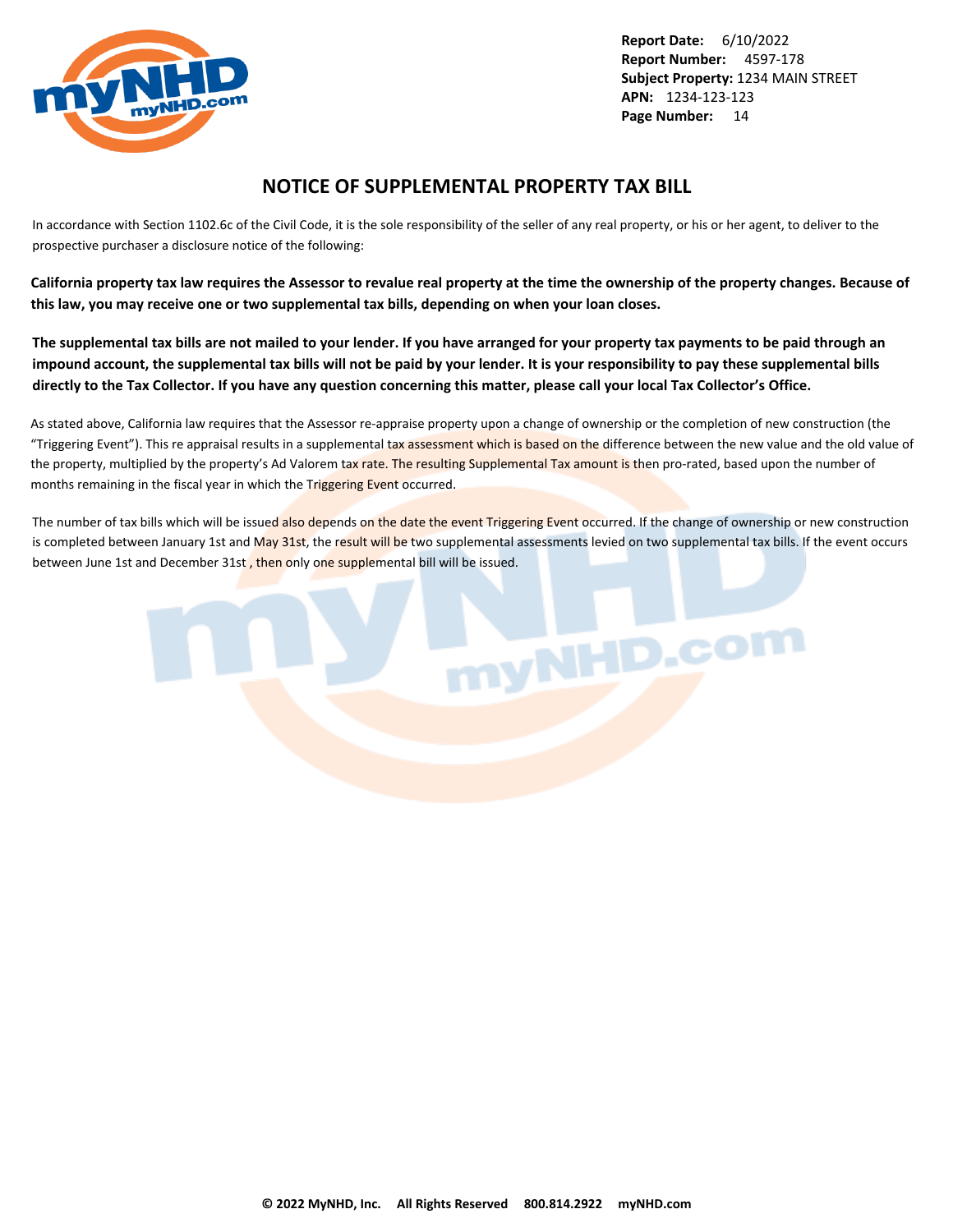# NOTICE OF SUPPLEMENTAL PROPERTY TAX BILL

In accordance with Section 1102.6c of the Civil Code, it is the sole responsibility of the seller of any real property, or his or her agent, to deliver to the prospective purchaser a disclosure notice of the following:

**California property tax law requires the Assessor to revalue real property at the time the ownership of the property changes. Because of this law, you may receive one or two supplemental tax bills, depending on when your loan closes.**

**The supplemental tax bills are not mailed to your lender. If you have arranged for your property tax payments to be paid through an impound account, the supplemental tax bills will not be paid by your lender. It is your responsibility to pay these supplemental bills directly to the Tax Collector. If you have any question concerning this matter, please call your local Tax Collector's Office.**

As stated above, California law requires that the Assessor re-appraise property upon a change of ownership or the completion of new construction (the "Triggering Event"). This re appraisal results in a supplemental tax assessment which is based on the difference between the new value and the old value of the property, multiplied by the property's Ad Valorem tax rate. The resulting Supplemental Tax amount is then pro-rated, based upon the number of months remaining in the fiscal year in which the Triggering Event occurred.

The number of tax bills which will be issued also depends on the date the event Triggering Event occurred. If the change of ownership or new construction is completed between January 1st and May 31st, the result will be two supplemental assessments levied on two supplemental tax bills. If the event occurs between June 1st and December 31st , then only one supplemental bill will be issued.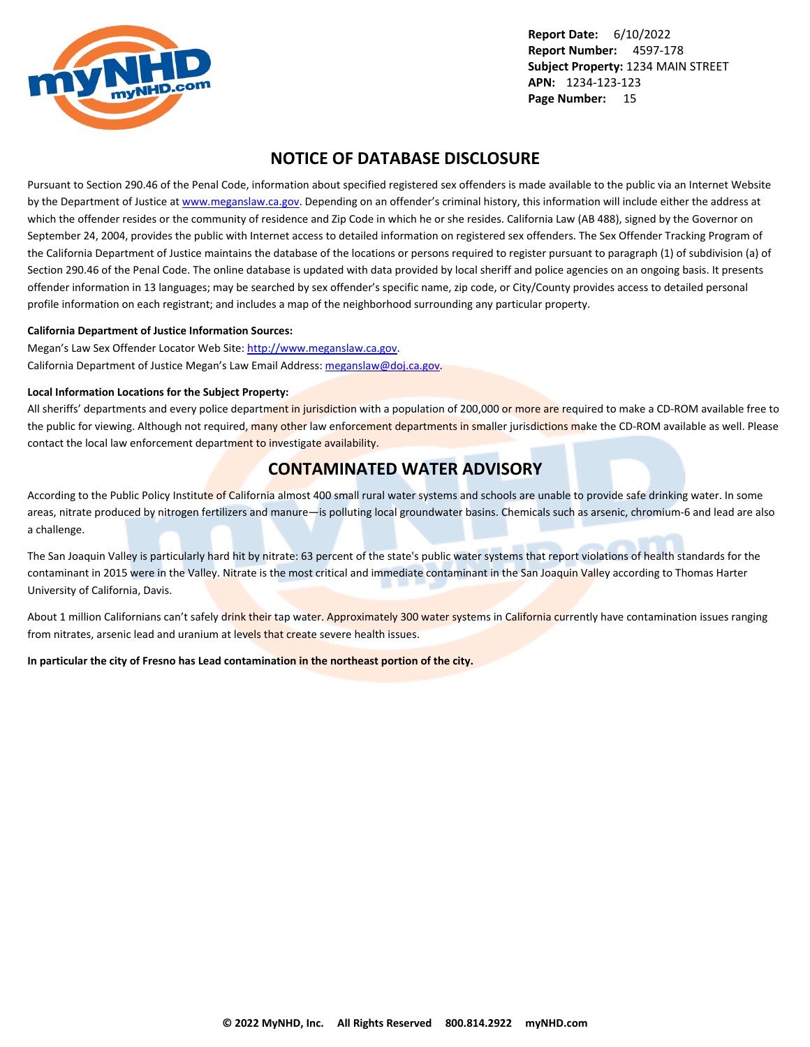Report Date: 6/10/2022
Report Number: 4597-178
Subject Property: 1234 MAIN STREET
APN: 1234-123-123

## NOTICE OF DATABASE DISCLOSURE

Pursuant to Section 290.46 of the Penal Code, information about specified registered sex offenders is made available to the public via an Internet Website by the Department of Justice at www.meganslaw.ca.gov. Depending on an offender's criminal history, this information will include either the address at which the offender resides or the community of residence and Zip Code in which he or she resides. California Law (AB 488), signed by the Governor on September 24, 2004, provides the public with Internet access to detailed information on registered sex offenders. The Sex Offender Tracking Program of the California Department of Justice maintains the database of the locations or persons required to register pursuant to paragraph (1) of subdivision (a) of Section 290.46 of the Penal Code. The online database is updated with data provided by local sheriff and police agencies on an ongoing basis. It presents offender information in 13 languages; may be searched by sex offender's specific name, zip code, or City/County provides access to detailed personal profile information on each registrant; and includes a map of the neighborhood surrounding any particular property.

**California Department of Justice Information Sources:**

Megan's Law Sex Offender Locator Web Site: http://www.meganslaw.ca.gov.
California Department of Justice Megan's Law Email Address: meganslaw@doj.ca.gov.

**Local Information Locations for the Subject Property:**

All sheriffs' departments and every police department in jurisdiction with a population of 200,000 or more are required to make a CD-ROM available free to the public for viewing. Although not required, many other law enforcement departments in smaller jurisdictions make the CD-ROM available as well. Please contact the local law enforcement department to investigate availability.

## CONTAMINATED WATER ADVISORY

According to the Public Policy Institute of California almost 400 small rural water systems and schools are unable to provide safe drinking water. In some areas, nitrate produced by nitrogen fertilizers and manure—is polluting local groundwater basins. Chemicals such as arsenic, chromium-6 and lead are also a challenge.

The San Joaquin Valley is particularly hard hit by nitrate: 63 percent of the state's public water systems that report violations of health standards for the contaminant in 2015 were in the Valley. Nitrate is the most critical and immediate contaminant in the San Joaquin Valley according to Thomas Harter University of California, Davis.

About 1 million Californians can't safely drink their tap water. Approximately 300 water systems in California currently have contamination issues ranging from nitrates, arsenic lead and uranium at levels that create severe health issues.

**In particular the city of Fresno has Lead contamination in the northeast portion of the city.**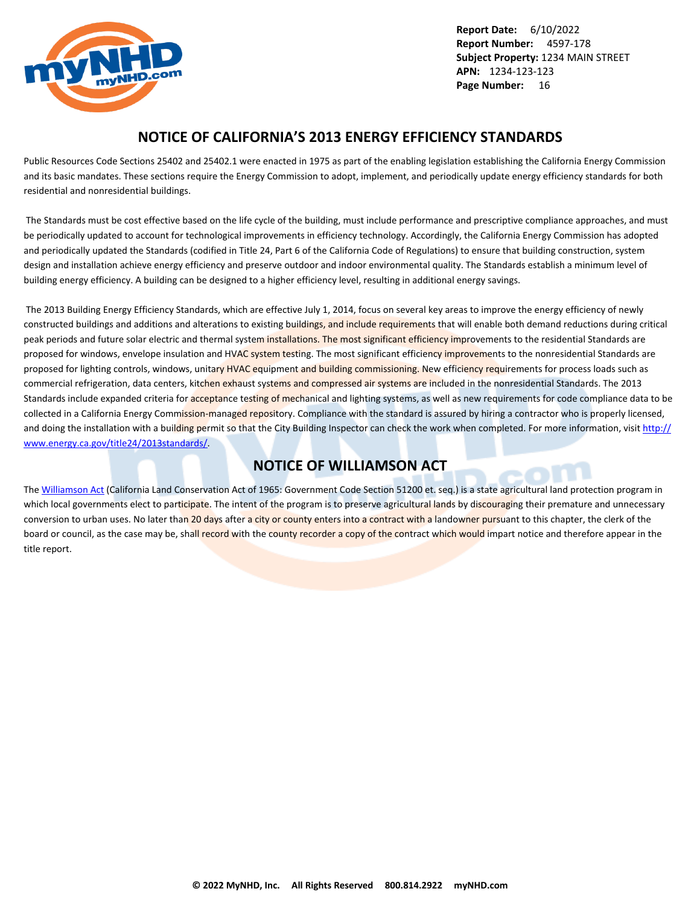## NOTICE OF CALIFORNIA'S 2013 ENERGY EFFICIENCY STANDARDS

Public Resources Code Sections 25402 and 25402.1 were enacted in 1975 as part of the enabling legislation establishing the California Energy Commission and its basic mandates. These sections require the Energy Commission to adopt, implement, and periodically update energy efficiency standards for both residential and nonresidential buildings.

The Standards must be cost effective based on the life cycle of the building, must include performance and prescriptive compliance approaches, and must be periodically updated to account for technological improvements in efficiency technology. Accordingly, the California Energy Commission has adopted and periodically updated the Standards (codified in Title 24, Part 6 of the California Code of Regulations) to ensure that building construction, system design and installation achieve energy efficiency and preserve outdoor and indoor environmental quality. The Standards establish a minimum level of building energy efficiency. A building can be designed to a higher efficiency level, resulting in additional energy savings.

The 2013 Building Energy Efficiency Standards, which are effective July 1, 2014, focus on several key areas to improve the energy efficiency of newly constructed buildings and additions and alterations to existing buildings, and include requirements that will enable both demand reductions during critical peak periods and future solar electric and thermal system installations. The most significant efficiency improvements to the residential Standards are proposed for windows, envelope insulation and HVAC system testing. The most significant efficiency improvements to the nonresidential Standards are proposed for lighting controls, windows, unitary HVAC equipment and building commissioning. New efficiency requirements for process loads such as commercial refrigeration, data centers, kitchen exhaust systems and compressed air systems are included in the nonresidential Standards. The 2013 Standards include expanded criteria for acceptance testing of mechanical and lighting systems, as well as new requirements for code compliance data to be collected in a California Energy Commission-managed repository. Compliance with the standard is assured by hiring a contractor who is properly licensed, and doing the installation with a building permit so that the City Building Inspector can check the work when completed. For more information, visit http://www.energy.ca.gov/title24/2013standards/.

## NOTICE OF WILLIAMSON ACT

The Williamson Act (California Land Conservation Act of 1965: Government Code Section 51200 et. seq.) is a state agricultural land protection program in which local governments elect to participate. The intent of the program is to preserve agricultural lands by discouraging their premature and unnecessary conversion to urban uses. No later than 20 days after a city or county enters into a contract with a landowner pursuant to this chapter, the clerk of the board or council, as the case may be, shall record with the county recorder a copy of the contract which would impart notice and therefore appear in the title report.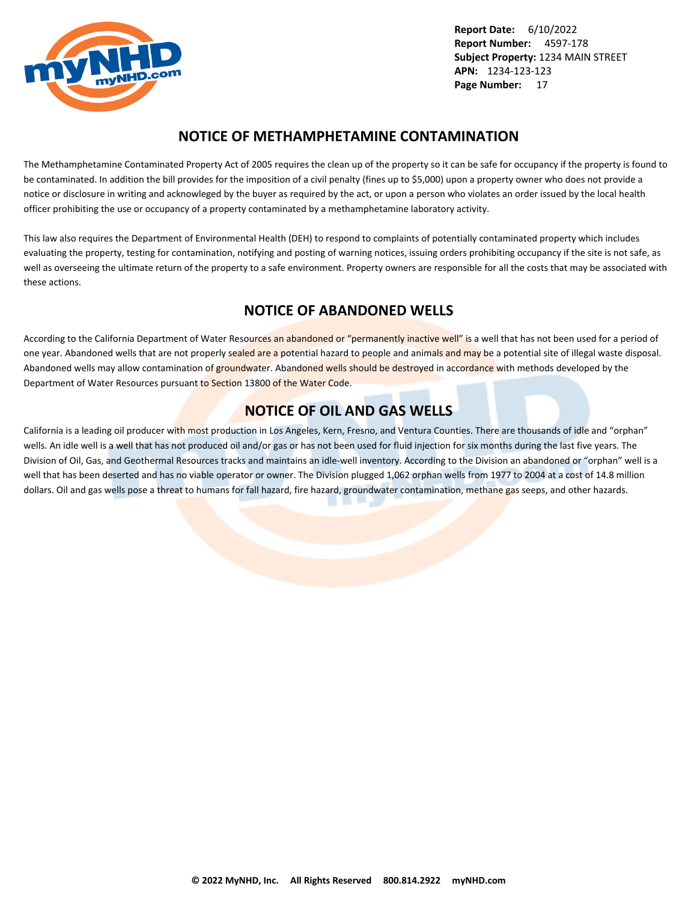## NOTICE OF METHAMPHETAMINE CONTAMINATION

The Methamphetamine Contaminated Property Act of 2005 requires the clean up of the property so it can be safe for occupancy if the property is found to be contaminated. In addition the bill provides for the imposition of a civil penalty (fines up to $5,000) upon a property owner who does not provide a notice or disclosure in writing and acknowleged by the buyer as required by the act, or upon a person who violates an order issued by the local health officer prohibiting the use or occupancy of a property contaminated by a methamphetamine laboratory activity.

This law also requires the Department of Environmental Health (DEH) to respond to complaints of potentially contaminated property which includes evaluating the property, testing for contamination, notifying and posting of warning notices, issuing orders prohibiting occupancy if the site is not safe, as well as overseeing the ultimate return of the property to a safe environment. Property owners are responsible for all the costs that may be associated with these actions.

## NOTICE OF ABANDONED WELLS

According to the California Department of Water Resources an abandoned or "permanently inactive well" is a well that has not been used for a period of one year. Abandoned wells that are not properly sealed are a potential hazard to people and animals and may be a potential site of illegal waste disposal. Abandoned wells may allow contamination of groundwater. Abandoned wells should be destroyed in accordance with methods developed by the Department of Water Resources pursuant to Section 13800 of the Water Code.

## NOTICE OF OIL AND GAS WELLS

California is a leading oil producer with most production in Los Angeles, Kern, Fresno, and Ventura Counties. There are thousands of idle and "orphan" wells. An idle well is a well that has not produced oil and/or gas or has not been used for fluid injection for six months during the last five years. The Division of Oil, Gas, and Geothermal Resources tracks and maintains an idle-well inventory. According to the Division an abandoned or "orphan" well is a well that has been deserted and has no viable operator or owner. The Division plugged 1,062 orphan wells from 1977 to 2004 at a cost of 14.8 million dollars. Oil and gas wells pose a threat to humans for fall hazard, fire hazard, groundwater contamination, methane gas seeps, and other hazards.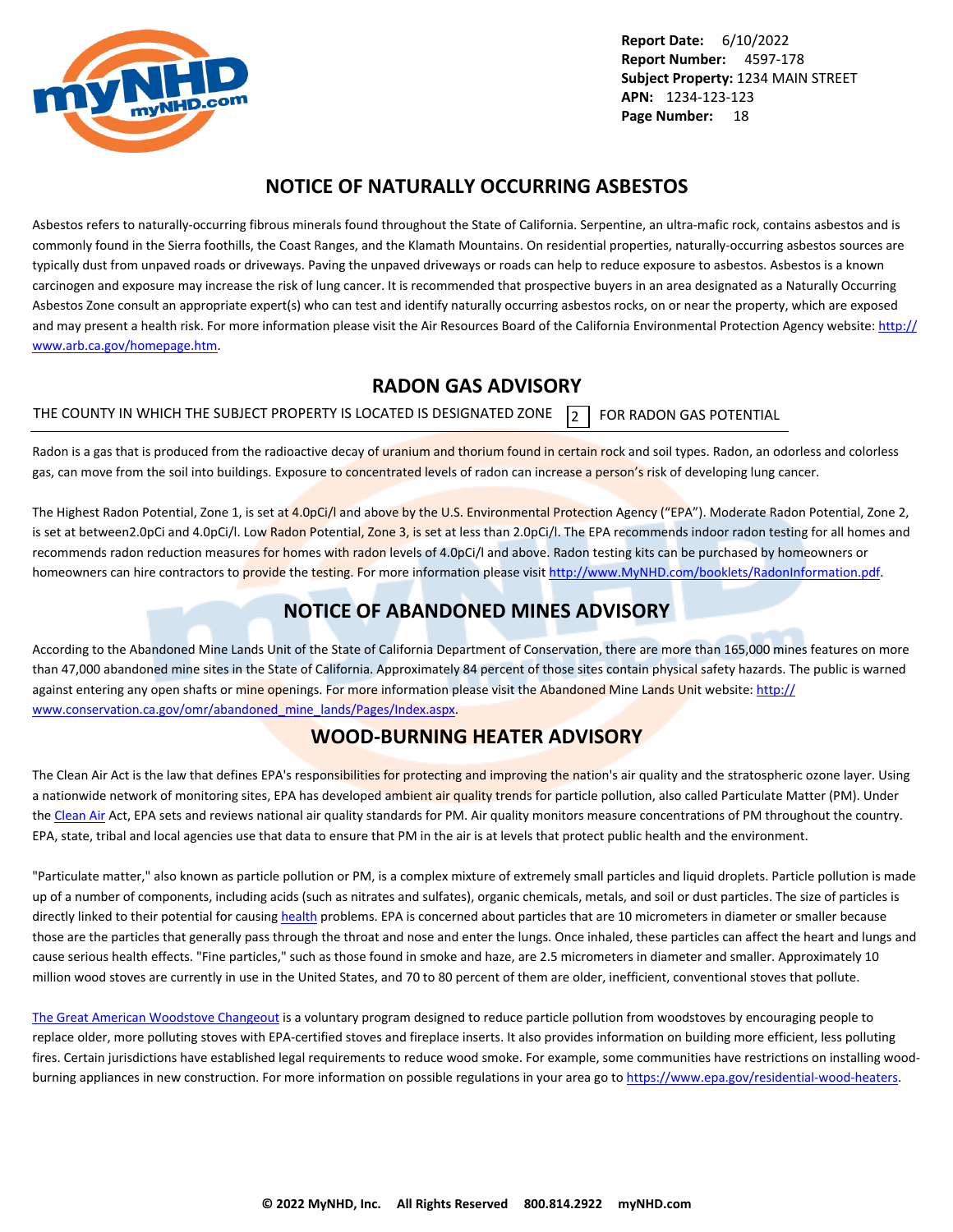## NOTICE OF NATURALLY OCCURRING ASBESTOS

Asbestos refers to naturally-occurring fibrous minerals found throughout the State of California. Serpentine, an ultra-mafic rock, contains asbestos and is commonly found in the Sierra foothills, the Coast Ranges, and the Klamath Mountains. On residential properties, naturally-occurring asbestos sources are typically dust from unpaved roads or driveways. Paving the unpaved driveways or roads can help to reduce exposure to asbestos. Asbestos is a known carcinogen and exposure may increase the risk of lung cancer. It is recommended that prospective buyers in an area designated as a Naturally Occurring Asbestos Zone consult an appropriate expert(s) who can test and identify naturally occurring asbestos rocks, on or near the property, which are exposed and may present a health risk. For more information please visit the Air Resources Board of the California Environmental Protection Agency website: http://www.arb.ca.gov/homepage.htm.

## RADON GAS ADVISORY

THE COUNTY IN WHICH THE SUBJECT PROPERTY IS LOCATED IS DESIGNATED ZONE 2 FOR RADON GAS POTENTIAL

Radon is a gas that is produced from the radioactive decay of uranium and thorium found in certain rock and soil types. Radon, an odorless and colorless gas, can move from the soil into buildings. Exposure to concentrated levels of radon can increase a person's risk of developing lung cancer.

The Highest Radon Potential, Zone 1, is set at 4.0pCi/l and above by the U.S. Environmental Protection Agency ("EPA"). Moderate Radon Potential, Zone 2, is set at between2.0pCi and 4.0pCi/l. Low Radon Potential, Zone 3, is set at less than 2.0pCi/l. The EPA recommends indoor radon testing for all homes and recommends radon reduction measures for homes with radon levels of 4.0pCi/l and above. Radon testing kits can be purchased by homeowners or homeowners can hire contractors to provide the testing. For more information please visit http://www.MyNHD.com/booklets/RadonInformation.pdf.

## NOTICE OF ABANDONED MINES ADVISORY

According to the Abandoned Mine Lands Unit of the State of California Department of Conservation, there are more than 165,000 mines features on more than 47,000 abandoned mine sites in the State of California. Approximately 84 percent of those sites contain physical safety hazards. The public is warned against entering any open shafts or mine openings. For more information please visit the Abandoned Mine Lands Unit website: http://www.conservation.ca.gov/omr/abandoned_mine_lands/Pages/Index.aspx.

## WOOD-BURNING HEATER ADVISORY

The Clean Air Act is the law that defines EPA's responsibilities for protecting and improving the nation's air quality and the stratospheric ozone layer. Using a nationwide network of monitoring sites, EPA has developed ambient air quality trends for particle pollution, also called Particulate Matter (PM). Under the Clean Air Act, EPA sets and reviews national air quality standards for PM. Air quality monitors measure concentrations of PM throughout the country. EPA, state, tribal and local agencies use that data to ensure that PM in the air is at levels that protect public health and the environment.

"Particulate matter," also known as particle pollution or PM, is a complex mixture of extremely small particles and liquid droplets. Particle pollution is made up of a number of components, including acids (such as nitrates and sulfates), organic chemicals, metals, and soil or dust particles. The size of particles is directly linked to their potential for causing health problems. EPA is concerned about particles that are 10 micrometers in diameter or smaller because those are the particles that generally pass through the throat and nose and enter the lungs. Once inhaled, these particles can affect the heart and lungs and cause serious health effects. "Fine particles," such as those found in smoke and haze, are 2.5 micrometers in diameter and smaller. Approximately 10 million wood stoves are currently in use in the United States, and 70 to 80 percent of them are older, inefficient, conventional stoves that pollute.

The Great American Woodstove Changeout is a voluntary program designed to reduce particle pollution from woodstoves by encouraging people to replace older, more polluting stoves with EPA-certified stoves and fireplace inserts. It also provides information on building more efficient, less polluting fires. Certain jurisdictions have established legal requirements to reduce wood smoke. For example, some communities have restrictions on installing wood-burning appliances in new construction. For more information on possible regulations in your area go to https://www.epa.gov/residential-wood-heaters.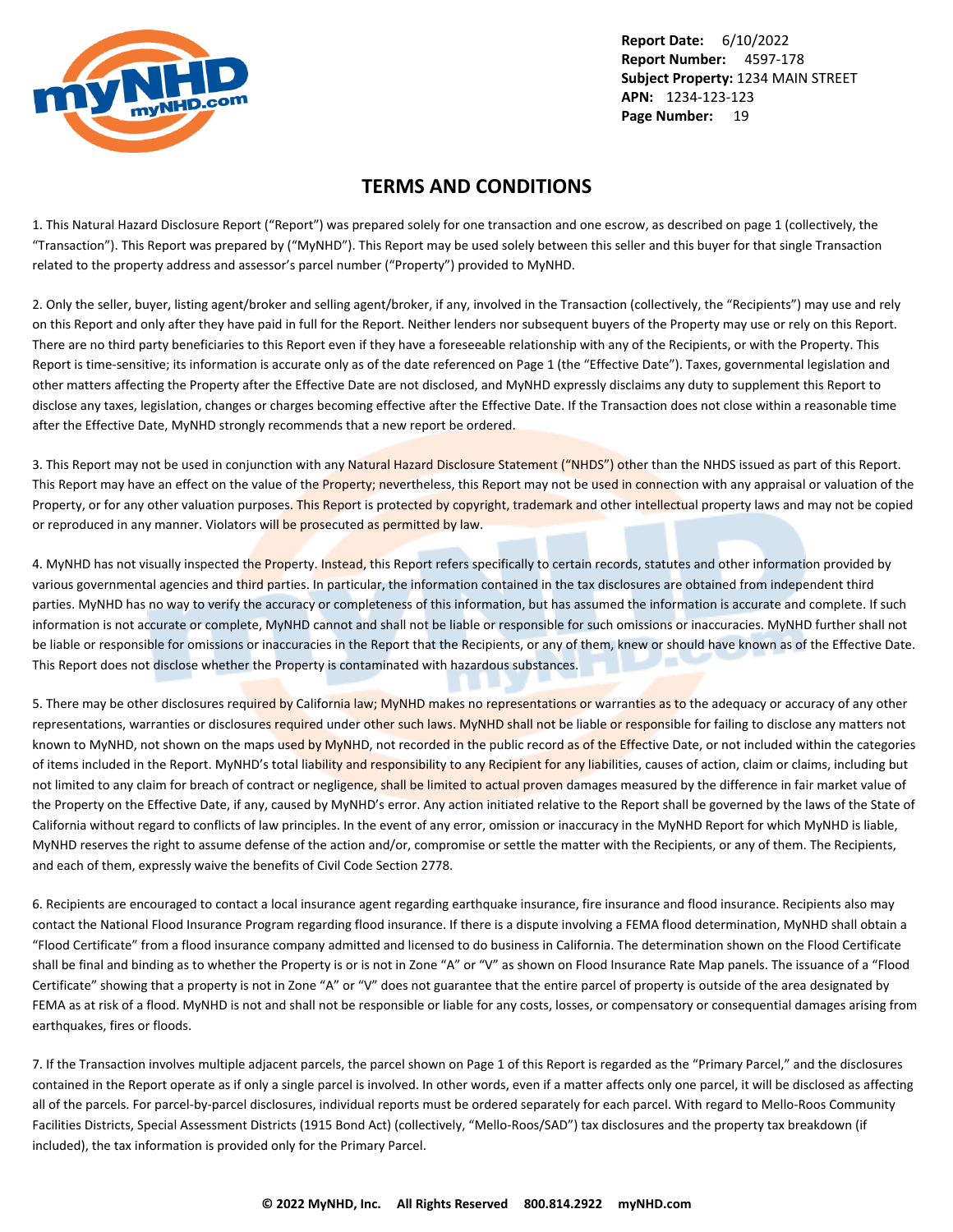## TERMS AND CONDITIONS

1. This Natural Hazard Disclosure Report ("Report") was prepared solely for one transaction and one escrow, as described on page 1 (collectively, the "Transaction"). This Report was prepared by ("MyNHD"). This Report may be used solely between this seller and this buyer for that single Transaction related to the property address and assessor's parcel number ("Property") provided to MyNHD.

2. Only the seller, buyer, listing agent/broker and selling agent/broker, if any, involved in the Transaction (collectively, the "Recipients") may use and rely on this Report and only after they have paid in full for the Report. Neither lenders nor subsequent buyers of the Property may use or rely on this Report. There are no third party beneficiaries to this Report even if they have a foreseeable relationship with any of the Recipients, or with the Property. This Report is time-sensitive; its information is accurate only as of the date referenced on Page 1 (the "Effective Date"). Taxes, governmental legislation and other matters affecting the Property after the Effective Date are not disclosed, and MyNHD expressly disclaims any duty to supplement this Report to disclose any taxes, legislation, changes or charges becoming effective after the Effective Date. If the Transaction does not close within a reasonable time after the Effective Date, MyNHD strongly recommends that a new report be ordered.

3. This Report may not be used in conjunction with any Natural Hazard Disclosure Statement ("NHDS") other than the NHDS issued as part of this Report. This Report may have an effect on the value of the Property; nevertheless, this Report may not be used in connection with any appraisal or valuation of the Property, or for any other valuation purposes. This Report is protected by copyright, trademark and other intellectual property laws and may not be copied or reproduced in any manner. Violators will be prosecuted as permitted by law.

4. MyNHD has not visually inspected the Property. Instead, this Report refers specifically to certain records, statutes and other information provided by various governmental agencies and third parties. In particular, the information contained in the tax disclosures are obtained from independent third parties. MyNHD has no way to verify the accuracy or completeness of this information, but has assumed the information is accurate and complete. If such information is not accurate or complete, MyNHD cannot and shall not be liable or responsible for such omissions or inaccuracies. MyNHD further shall not be liable or responsible for omissions or inaccuracies in the Report that the Recipients, or any of them, knew or should have known as of the Effective Date. This Report does not disclose whether the Property is contaminated with hazardous substances.

5. There may be other disclosures required by California law; MyNHD makes no representations or warranties as to the adequacy or accuracy of any other representations, warranties or disclosures required under other such laws. MyNHD shall not be liable or responsible for failing to disclose any matters not known to MyNHD, not shown on the maps used by MyNHD, not recorded in the public record as of the Effective Date, or not included within the categories of items included in the Report. MyNHD's total liability and responsibility to any Recipient for any liabilities, causes of action, claim or claims, including but not limited to any claim for breach of contract or negligence, shall be limited to actual proven damages measured by the difference in fair market value of the Property on the Effective Date, if any, caused by MyNHD's error. Any action initiated relative to the Report shall be governed by the laws of the State of California without regard to conflicts of law principles. In the event of any error, omission or inaccuracy in the MyNHD Report for which MyNHD is liable, MyNHD reserves the right to assume defense of the action and/or, compromise or settle the matter with the Recipients, or any of them. The Recipients, and each of them, expressly waive the benefits of Civil Code Section 2778.

6. Recipients are encouraged to contact a local insurance agent regarding earthquake insurance, fire insurance and flood insurance. Recipients also may contact the National Flood Insurance Program regarding flood insurance. If there is a dispute involving a FEMA flood determination, MyNHD shall obtain a "Flood Certificate" from a flood insurance company admitted and licensed to do business in California. The determination shown on the Flood Certificate shall be final and binding as to whether the Property is or is not in Zone "A" or "V" as shown on Flood Insurance Rate Map panels. The issuance of a "Flood Certificate" showing that a property is not in Zone "A" or "V" does not guarantee that the entire parcel of property is outside of the area designated by FEMA as at risk of a flood. MyNHD is not and shall not be responsible or liable for any costs, losses, or compensatory or consequential damages arising from earthquakes, fires or floods.

7. If the Transaction involves multiple adjacent parcels, the parcel shown on Page 1 of this Report is regarded as the "Primary Parcel," and the disclosures contained in the Report operate as if only a single parcel is involved. In other words, even if a matter affects only one parcel, it will be disclosed as affecting all of the parcels. For parcel-by-parcel disclosures, individual reports must be ordered separately for each parcel. With regard to Mello-Roos Community Facilities Districts, Special Assessment Districts (1915 Bond Act) (collectively, "Mello-Roos/SAD") tax disclosures and the property tax breakdown (if included), the tax information is provided only for the Primary Parcel.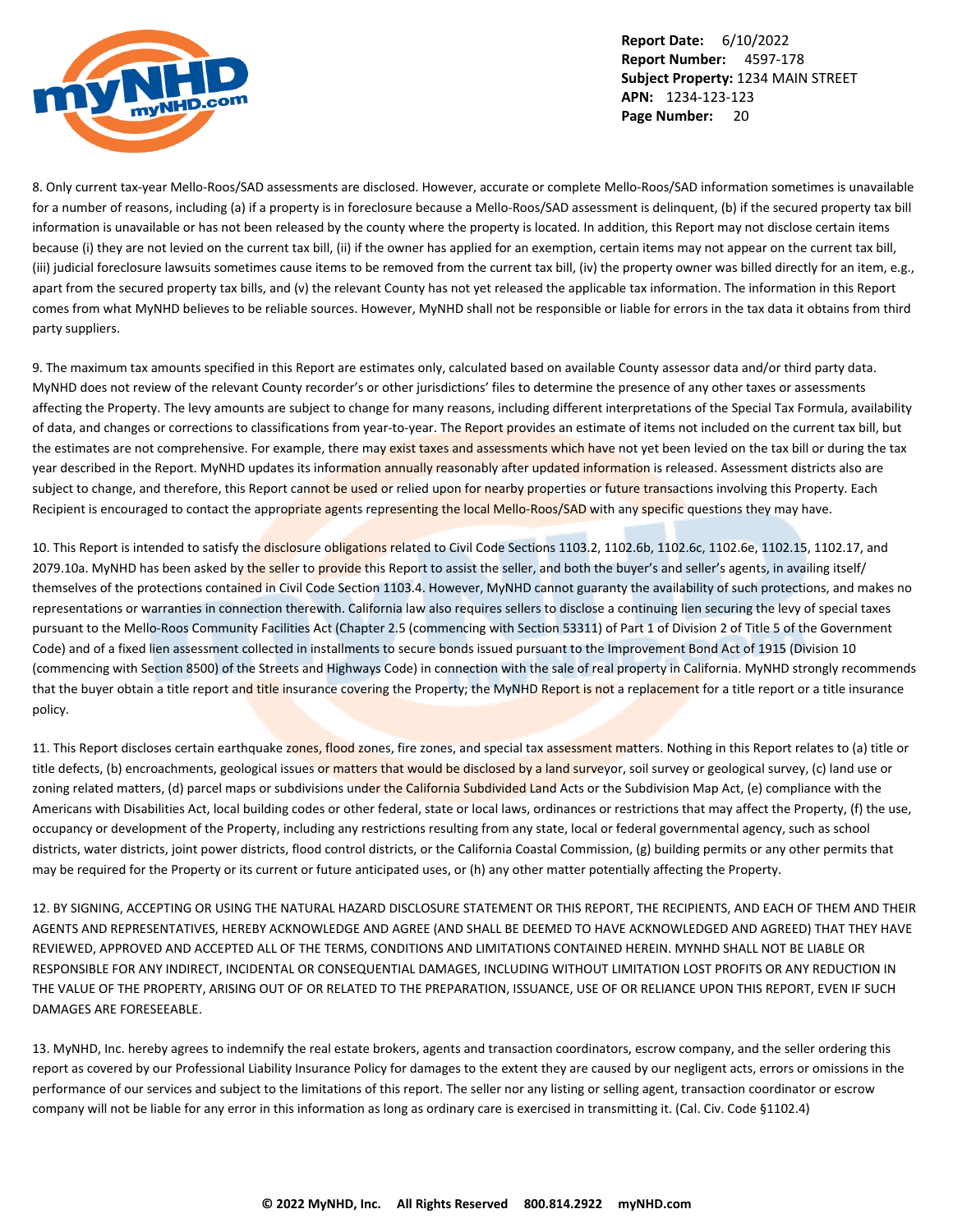8. Only current tax-year Mello-Roos/SAD assessments are disclosed. However, accurate or complete Mello-Roos/SAD information sometimes is unavailable for a number of reasons, including (a) if a property is in foreclosure because a Mello-Roos/SAD assessment is delinquent, (b) if the secured property tax bill information is unavailable or has not been released by the county where the property is located. In addition, this Report may not disclose certain items because (i) they are not levied on the current tax bill, (ii) if the owner has applied for an exemption, certain items may not appear on the current tax bill, (iii) judicial foreclosure lawsuits sometimes cause items to be removed from the current tax bill, (iv) the property owner was billed directly for an item, e.g., apart from the secured property tax bills, and (v) the relevant County has not yet released the applicable tax information. The information in this Report comes from what MyNHD believes to be reliable sources. However, MyNHD shall not be responsible or liable for errors in the tax data it obtains from third party suppliers.

9. The maximum tax amounts specified in this Report are estimates only, calculated based on available County assessor data and/or third party data. MyNHD does not review of the relevant County recorder's or other jurisdictions' files to determine the presence of any other taxes or assessments affecting the Property. The levy amounts are subject to change for many reasons, including different interpretations of the Special Tax Formula, availability of data, and changes or corrections to classifications from year-to-year. The Report provides an estimate of items not included on the current tax bill, but the estimates are not comprehensive. For example, there may exist taxes and assessments which have not yet been levied on the tax bill or during the tax year described in the Report. MyNHD updates its information annually reasonably after updated information is released. Assessment districts also are subject to change, and therefore, this Report cannot be used or relied upon for nearby properties or future transactions involving this Property. Each Recipient is encouraged to contact the appropriate agents representing the local Mello-Roos/SAD with any specific questions they may have.

10. This Report is intended to satisfy the disclosure obligations related to Civil Code Sections 1103.2, 1102.6b, 1102.6c, 1102.6e, 1102.15, 1102.17, and 2079.10a. MyNHD has been asked by the seller to provide this Report to assist the seller, and both the buyer's and seller's agents, in availing itself/themselves of the protections contained in Civil Code Section 1103.4. However, MyNHD cannot guaranty the availability of such protections, and makes no representations or warranties in connection therewith. California law also requires sellers to disclose a continuing lien securing the levy of special taxes pursuant to the Mello-Roos Community Facilities Act (Chapter 2.5 (commencing with Section 53311) of Part 1 of Division 2 of Title 5 of the Government Code) and of a fixed lien assessment collected in installments to secure bonds issued pursuant to the Improvement Bond Act of 1915 (Division 10 (commencing with Section 8500) of the Streets and Highways Code) in connection with the sale of real property in California. MyNHD strongly recommends that the buyer obtain a title report and title insurance covering the Property; the MyNHD Report is not a replacement for a title report or a title insurance policy.

11. This Report discloses certain earthquake zones, flood zones, fire zones, and special tax assessment matters. Nothing in this Report relates to (a) title or title defects, (b) encroachments, geological issues or matters that would be disclosed by a land surveyor, soil survey or geological survey, (c) land use or zoning related matters, (d) parcel maps or subdivisions under the California Subdivided Land Acts or the Subdivision Map Act, (e) compliance with the Americans with Disabilities Act, local building codes or other federal, state or local laws, ordinances or restrictions that may affect the Property, (f) the use, occupancy or development of the Property, including any restrictions resulting from any state, local or federal governmental agency, such as school districts, water districts, joint power districts, flood control districts, or the California Coastal Commission, (g) building permits or any other permits that may be required for the Property or its current or future anticipated uses, or (h) any other matter potentially affecting the Property.

12. BY SIGNING, ACCEPTING OR USING THE NATURAL HAZARD DISCLOSURE STATEMENT OR THIS REPORT, THE RECIPIENTS, AND EACH OF THEM AND THEIR AGENTS AND REPRESENTATIVES, HEREBY ACKNOWLEDGE AND AGREE (AND SHALL BE DEEMED TO HAVE ACKNOWLEDGED AND AGREED) THAT THEY HAVE REVIEWED, APPROVED AND ACCEPTED ALL OF THE TERMS, CONDITIONS AND LIMITATIONS CONTAINED HEREIN. MYNHD SHALL NOT BE LIABLE OR RESPONSIBLE FOR ANY INDIRECT, INCIDENTAL OR CONSEQUENTIAL DAMAGES, INCLUDING WITHOUT LIMITATION LOST PROFITS OR ANY REDUCTION IN THE VALUE OF THE PROPERTY, ARISING OUT OF OR RELATED TO THE PREPARATION, ISSUANCE, USE OF OR RELIANCE UPON THIS REPORT, EVEN IF SUCH DAMAGES ARE FORESEEABLE.

13. MyNHD, Inc. hereby agrees to indemnify the real estate brokers, agents and transaction coordinators, escrow company, and the seller ordering this report as covered by our Professional Liability Insurance Policy for damages to the extent they are caused by our negligent acts, errors or omissions in the performance of our services and subject to the limitations of this report. The seller nor any listing or selling agent, transaction coordinator or escrow company will not be liable for any error in this information as long as ordinary care is exercised in transmitting it. (Cal. Civ. Code §1102.4)